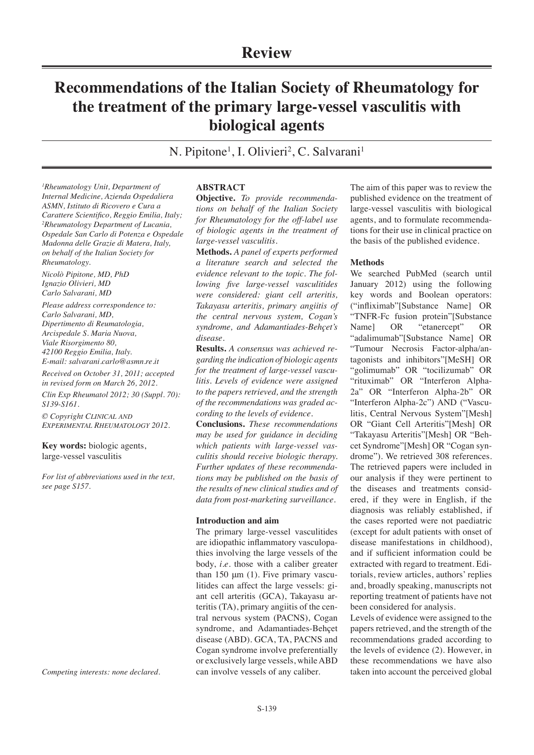# Review

# Recommendations of the Italian Society of Rheumatology for the treatment of the primary large-vessel vasculitis with biological agents

N. Pipitone[1], I. Olivieri[2], C. Salvarani[1]

[1]Rheumatology Unit, Department of Internal Medicine, Azienda Ospedaliera ASMN, Istituto di Ricovero e Cura a Carattere Scientifico, Reggio Emilia, Italy; [2]Rheumatology Department of Lucania, Ospedale San Carlo di Potenza e Ospedale Madonna delle Grazie di Matera, Italy, on behalf of the Italian Society for Rheumatology.

*Nicolò Pipitone, MD, PhD*
*Ignazio Olivieri, MD*
*Carlo Salvarani, MD*

*Please address correspondence to: Carlo Salvarani, MD, Dipertimento di Reumatologia, Arcispedale S. Maria Nuova, Viale Risorgimento 80, 42100 Reggio Emilia, Italy. E-mail: salvarani.carlo@asmn.re.it*

*Received on October 31, 2011; accepted in revised form on March 26, 2012.*

*Clin Exp Rheumatol 2012; 30 (Suppl. 70): S139-S161.*

*© Copyright Clinical and Experimental Rheumatology 2012.*

**Key words:** biologic agents, large-vessel vasculitis

*For list of abbreviations used in the text, see page S157.*

*Competing interests: none declared.*

## ABSTRACT

**Objective.** *To provide recommendations on behalf of the Italian Society for Rheumatology for the off-label use of biologic agents in the treatment of large-vessel vasculitis.*

**Methods.** *A panel of experts performed a literature search and selected the evidence relevant to the topic. The following five large-vessel vasculitides were considered: giant cell arteritis, Takayasu arteritis, primary angiitis of the central nervous system, Cogan's syndrome, and Adamantiades-Behçet's disease.*

**Results.** *A consensus was achieved regarding the indication of biologic agents for the treatment of large-vessel vasculitis. Levels of evidence were assigned to the papers retrieved, and the strength of the recommendations was graded according to the levels of evidence.*

**Conclusions.** *These recommendations may be used for guidance in deciding which patients with large-vessel vasculitis should receive biologic therapy. Further updates of these recommendations may be published on the basis of the results of new clinical studies and of data from post-marketing surveillance.*

### Introduction and aim

The primary large-vessel vasculitides are idiopathic inflammatory vasculopathies involving the large vessels of the body, *i.e.* those with a caliber greater than 150 μm (1). Five primary vasculitides can affect the large vessels: giant cell arteritis (GCA), Takayasu arteritis (TA), primary angiitis of the central nervous system (PACNS), Cogan syndrome, and Adamantiades-Behçet disease (ABD). GCA, TA, PACNS and Cogan syndrome involve preferentially or exclusively large vessels, while ABD can involve vessels of any caliber.

The aim of this paper was to review the published evidence on the treatment of large-vessel vasculitis with biological agents, and to formulate recommendations for their use in clinical practice on the basis of the published evidence.

### Methods

We searched PubMed (search until January 2012) using the following key words and Boolean operators: ("infliximab"[Substance Name] OR "TNFR-Fc fusion protein"[Substance Name] OR "etanercept" OR "adalimumab"[Substance Name] OR "Tumour Necrosis Factor-alpha/antagonists and inhibitors"[MeSH] OR "golimumab" OR "tocilizumab" OR "rituximab" OR "Interferon Alpha-2a" OR "Interferon Alpha-2b" OR "Interferon Alpha-2c") AND ("Vasculitis, Central Nervous System"[Mesh] OR "Giant Cell Arteritis"[Mesh] OR "Takayasu Arteritis"[Mesh] OR "Behcet Syndrome"[Mesh] OR "Cogan syndrome"). We retrieved 308 references. The retrieved papers were included in our analysis if they were pertinent to the diseases and treatments considered, if they were in English, if the diagnosis was reliably established, if the cases reported were not paediatric (except for adult patients with onset of disease manifestations in childhood), and if sufficient information could be extracted with regard to treatment. Editorials, review articles, authors' replies and, broadly speaking, manuscripts not reporting treatment of patients have not been considered for analysis.

Levels of evidence were assigned to the papers retrieved, and the strength of the recommendations graded according to the levels of evidence (2). However, in these recommendations we have also taken into account the perceived global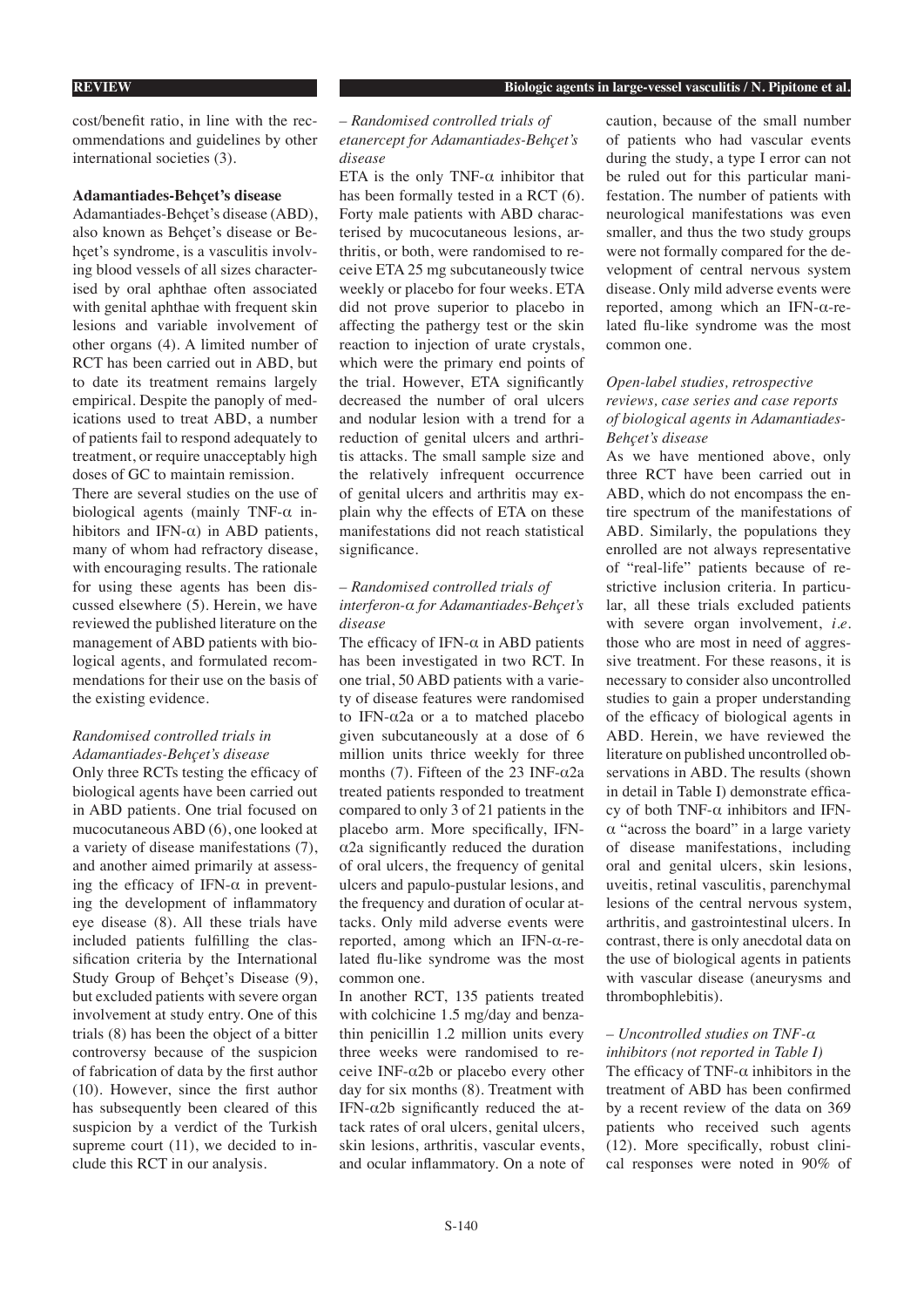cost/benefit ratio, in line with the recommendations and guidelines by other international societies (3).

## Adamantiades-Behçet's disease

Adamantiades-Behçet's disease (ABD), also known as Behçet's disease or Behçet's syndrome, is a vasculitis involving blood vessels of all sizes characterised by oral aphthae often associated with genital aphthae with frequent skin lesions and variable involvement of other organs (4). A limited number of RCT has been carried out in ABD, but to date its treatment remains largely empirical. Despite the panoply of medications used to treat ABD, a number of patients fail to respond adequately to treatment, or require unacceptably high doses of GC to maintain remission.

There are several studies on the use of biological agents (mainly TNF-α inhibitors and IFN-α) in ABD patients, many of whom had refractory disease, with encouraging results. The rationale for using these agents has been discussed elsewhere (5). Herein, we have reviewed the published literature on the management of ABD patients with biological agents, and formulated recommendations for their use on the basis of the existing evidence.

### *Randomised controlled trials in Adamantiades-Behçet's disease*

Only three RCTs testing the efficacy of biological agents have been carried out in ABD patients. One trial focused on mucocutaneous ABD (6), one looked at a variety of disease manifestations (7), and another aimed primarily at assessing the efficacy of IFN-α in preventing the development of inflammatory eye disease (8). All these trials have included patients fulfilling the classification criteria by the International Study Group of Behçet's Disease (9), but excluded patients with severe organ involvement at study entry. One of this trials (8) has been the object of a bitter controversy because of the suspicion of fabrication of data by the first author (10). However, since the first author has subsequently been cleared of this suspicion by a verdict of the Turkish supreme court (11), we decided to include this RCT in our analysis.

#### *– Randomised controlled trials of etanercept for Adamantiades-Behçet's disease*

ETA is the only TNF-α inhibitor that has been formally tested in a RCT (6). Forty male patients with ABD characterised by mucocutaneous lesions, arthritis, or both, were randomised to receive ETA 25 mg subcutaneously twice weekly or placebo for four weeks. ETA did not prove superior to placebo in affecting the pathergy test or the skin reaction to injection of urate crystals, which were the primary end points of the trial. However, ETA significantly decreased the number of oral ulcers and nodular lesion with a trend for a reduction of genital ulcers and arthritis attacks. The small sample size and the relatively infrequent occurrence of genital ulcers and arthritis may explain why the effects of ETA on these manifestations did not reach statistical significance.

#### *– Randomised controlled trials of interferon-α for Adamantiades-Behçet's disease*

The efficacy of IFN-α in ABD patients has been investigated in two RCT. In one trial, 50 ABD patients with a variety of disease features were randomised to IFN-α2a or a to matched placebo given subcutaneously at a dose of 6 million units thrice weekly for three months (7). Fifteen of the 23 INF-α2a treated patients responded to treatment compared to only 3 of 21 patients in the placebo arm. More specifically, IFN-α2a significantly reduced the duration of oral ulcers, the frequency of genital ulcers and papulo-pustular lesions, and the frequency and duration of ocular attacks. Only mild adverse events were reported, among which an IFN-α-related flu-like syndrome was the most common one.

In another RCT, 135 patients treated with colchicine 1.5 mg/day and benzathin penicillin 1.2 million units every three weeks were randomised to receive INF-α2b or placebo every other day for six months (8). Treatment with IFN-α2b significantly reduced the attack rates of oral ulcers, genital ulcers, skin lesions, arthritis, vascular events, and ocular inflammatory. On a note of caution, because of the small number of patients who had vascular events during the study, a type I error can not be ruled out for this particular manifestation. The number of patients with neurological manifestations was even smaller, and thus the two study groups were not formally compared for the development of central nervous system disease. Only mild adverse events were reported, among which an IFN-α-related flu-like syndrome was the most common one.

### *Open-label studies, retrospective reviews, case series and case reports of biological agents in Adamantiades-Behçet's disease*

As we have mentioned above, only three RCT have been carried out in ABD, which do not encompass the entire spectrum of the manifestations of ABD. Similarly, the populations they enrolled are not always representative of "real-life" patients because of restrictive inclusion criteria. In particular, all these trials excluded patients with severe organ involvement, *i.e.* those who are most in need of aggressive treatment. For these reasons, it is necessary to consider also uncontrolled studies to gain a proper understanding of the efficacy of biological agents in ABD. Herein, we have reviewed the literature on published uncontrolled observations in ABD. The results (shown in detail in Table I) demonstrate efficacy of both TNF-α inhibitors and IFN-α "across the board" in a large variety of disease manifestations, including oral and genital ulcers, skin lesions, uveitis, retinal vasculitis, parenchymal lesions of the central nervous system, arthritis, and gastrointestinal ulcers. In contrast, there is only anecdotal data on the use of biological agents in patients with vascular disease (aneurysms and thrombophlebitis).

#### *– Uncontrolled studies on TNF-α inhibitors (not reported in Table I)*

The efficacy of TNF-α inhibitors in the treatment of ABD has been confirmed by a recent review of the data on 369 patients who received such agents (12). More specifically, robust clinical responses were noted in 90% of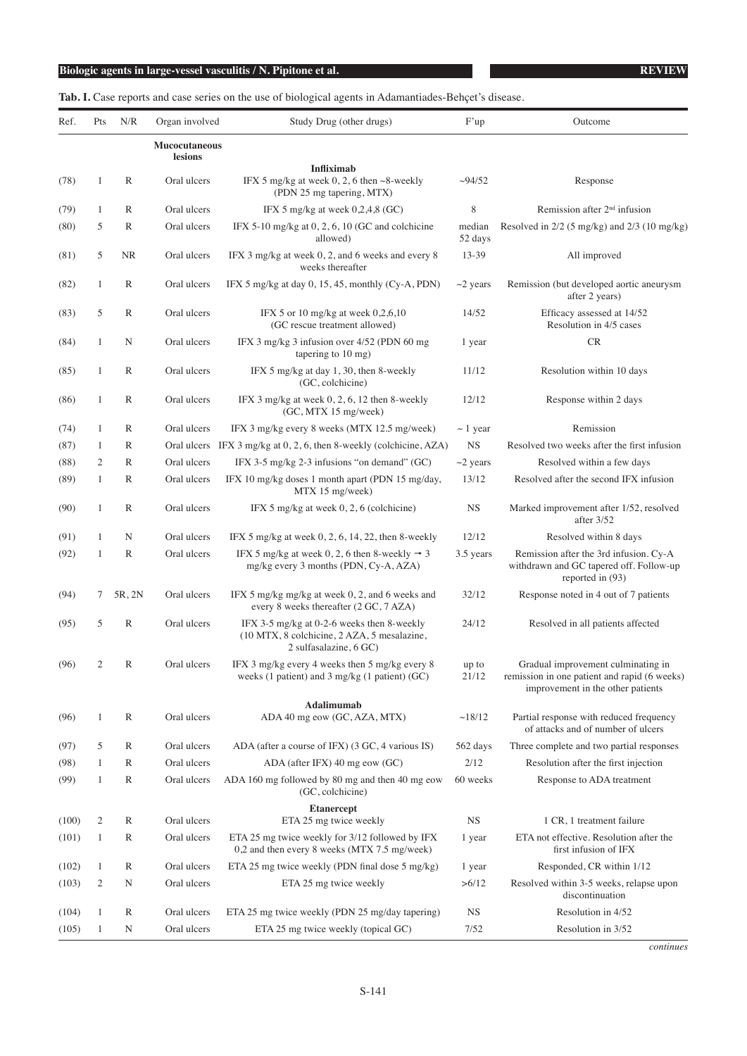**Tab. I.** Case reports and case series on the use of biological agents in Adamantiades-Behçet's disease.

| Ref. | Pts | N/R | Organ involved | Study Drug (other drugs) | F'up | Outcome |
|---|---|---|---|---|---|---|
| | | | **Mucocutaneous lesions** | | | |
| | | | | **Infliximab** | | |
| (78) | 1 | R | Oral ulcers | IFX 5 mg/kg at week 0, 2, 6 then ~8-weekly (PDN 25 mg tapering, MTX) | ~94/52 | Response |
| (79) | 1 | R | Oral ulcers | IFX 5 mg/kg at week 0,2,4,8 (GC) | 8 | Remission after 2nd infusion |
| (80) | 5 | R | Oral ulcers | IFX 5-10 mg/kg at 0, 2, 6, 10 (GC and colchicine allowed) | median 52 days | Resolved in 2/2 (5 mg/kg) and 2/3 (10 mg/kg) |
| (81) | 5 | NR | Oral ulcers | IFX 3 mg/kg at week 0, 2, and 6 weeks and every 8 weeks thereafter | 13-39 | All improved |
| (82) | 1 | R | Oral ulcers | IFX 5 mg/kg at day 0, 15, 45, monthly (Cy-A, PDN) | ~2 years | Remission (but developed aortic aneurysm after 2 years) |
| (83) | 5 | R | Oral ulcers | IFX 5 or 10 mg/kg at week 0,2,6,10 (GC rescue treatment allowed) | 14/52 | Efficacy assessed at 14/52 Resolution in 4/5 cases |
| (84) | 1 | N | Oral ulcers | IFX 3 mg/kg 3 infusion over 4/52 (PDN 60 mg tapering to 10 mg) | 1 year | CR |
| (85) | 1 | R | Oral ulcers | IFX 5 mg/kg at day 1, 30, then 8-weekly (GC, colchicine) | 11/12 | Resolution within 10 days |
| (86) | 1 | R | Oral ulcers | IFX 3 mg/kg at week 0, 2, 6, 12 then 8-weekly (GC, MTX 15 mg/week) | 12/12 | Response within 2 days |
| (74) | 1 | R | Oral ulcers | IFX 3 mg/kg every 8 weeks (MTX 12.5 mg/week) | ~ 1 year | Remission |
| (87) | 1 | R | Oral ulcers | IFX 3 mg/kg at 0, 2, 6, then 8-weekly (colchicine, AZA) | NS | Resolved two weeks after the first infusion |
| (88) | 2 | R | Oral ulcers | IFX 3-5 mg/kg 2-3 infusions "on demand" (GC) | ~2 years | Resolved within a few days |
| (89) | 1 | R | Oral ulcers | IFX 10 mg/kg doses 1 month apart (PDN 15 mg/day, MTX 15 mg/week) | 13/12 | Resolved after the second IFX infusion |
| (90) | 1 | R | Oral ulcers | IFX 5 mg/kg at week 0, 2, 6 (colchicine) | NS | Marked improvement after 1/52, resolved after 3/52 |
| (91) | 1 | N | Oral ulcers | IFX 5 mg/kg at week 0, 2, 6, 14, 22, then 8-weekly | 12/12 | Resolved within 8 days |
| (92) | 1 | R | Oral ulcers | IFX 5 mg/kg at week 0, 2, 6 then 8-weekly → 3 mg/kg every 3 months (PDN, Cy-A, AZA) | 3.5 years | Remission after the 3rd infusion. Cy-A withdrawn and GC tapered off. Follow-up reported in (93) |
| (94) | 7 | 5R, 2N | Oral ulcers | IFX 5 mg/kg mg/kg at week 0, 2, and 6 weeks and every 8 weeks thereafter (2 GC, 7 AZA) | 32/12 | Response noted in 4 out of 7 patients |
| (95) | 5 | R | Oral ulcers | IFX 3-5 mg/kg at 0-2-6 weeks then 8-weekly (10 MTX, 8 colchicine, 2 AZA, 5 mesalazine, 2 sulfasalazine, 6 GC) | 24/12 | Resolved in all patients affected |
| (96) | 2 | R | Oral ulcers | IFX 3 mg/kg every 4 weeks then 5 mg/kg every 8 weeks (1 patient) and 3 mg/kg (1 patient) (GC) | up to 21/12 | Gradual improvement culminating in remission in one patient and rapid (6 weeks) improvement in the other patients |
| | | | | **Adalimumab** | | |
| (96) | 1 | R | Oral ulcers | ADA 40 mg eow (GC, AZA, MTX) | ~18/12 | Partial response with reduced frequency of attacks and of number of ulcers |
| (97) | 5 | R | Oral ulcers | ADA (after a course of IFX) (3 GC, 4 various IS) | 562 days | Three complete and two partial responses |
| (98) | 1 | R | Oral ulcers | ADA (after IFX) 40 mg eow (GC) | 2/12 | Resolution after the first injection |
| (99) | 1 | R | Oral ulcers | ADA 160 mg followed by 80 mg and then 40 mg eow (GC, colchicine) | 60 weeks | Response to ADA treatment |
| | | | | **Etanercept** | | |
| (100) | 2 | R | Oral ulcers | ETA 25 mg twice weekly | NS | 1 CR, 1 treatment failure |
| (101) | 1 | R | Oral ulcers | ETA 25 mg twice weekly for 3/12 followed by IFX 0,2 and then every 8 weeks (MTX 7.5 mg/week) | 1 year | ETA not effective. Resolution after the first infusion of IFX |
| (102) | 1 | R | Oral ulcers | ETA 25 mg twice weekly (PDN final dose 5 mg/kg) | 1 year | Responded, CR within 1/12 |
| (103) | 2 | N | Oral ulcers | ETA 25 mg twice weekly | >6/12 | Resolved within 3-5 weeks, relapse upon discontinuation |
| (104) | 1 | R | Oral ulcers | ETA 25 mg twice weekly (PDN 25 mg/day tapering) | NS | Resolution in 4/52 |
| (105) | 1 | N | Oral ulcers | ETA 25 mg twice weekly (topical GC) | 7/52 | Resolution in 3/52 |

*continues*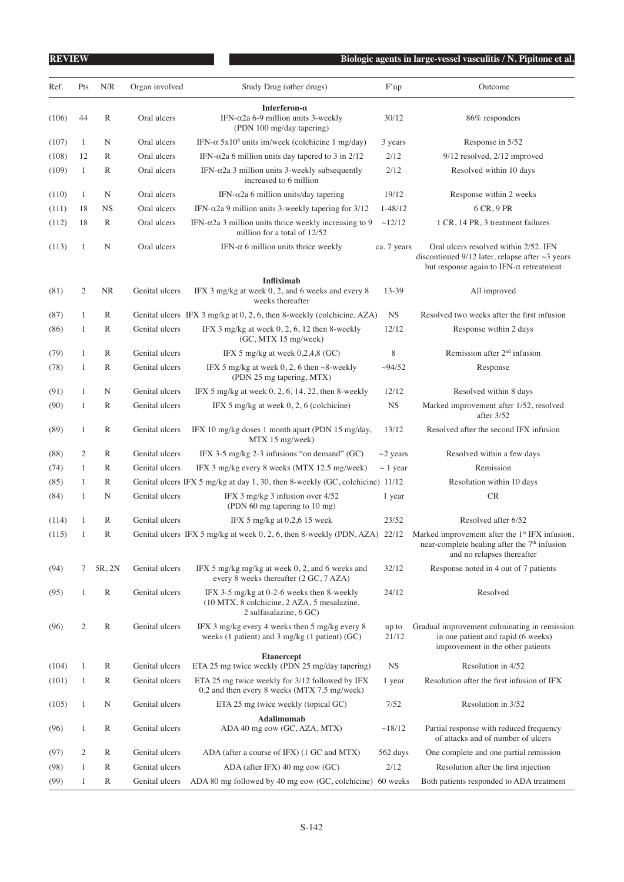| Ref. | Pts | N/R | Organ involved | Study Drug (other drugs) | F'up | Outcome |
|---|---|---|---|---|---|---|
| | | | | **Interferon-α** | | |
| (106) | 44 | R | Oral ulcers | IFN-α2a 6-9 million units 3-weekly (PDN 100 mg/day tapering) | 30/12 | 86% responders |
| (107) | 1 | N | Oral ulcers | IFN-α 5x10$^6$ units im/week (colchicine 1 mg/day) | 3 years | Response in 5/52 |
| (108) | 12 | R | Oral ulcers | IFN-α2a 6 million units day tapered to 3 in 2/12 | 2/12 | 9/12 resolved, 2/12 improved |
| (109) | 1 | R | Oral ulcers | IFN-α2a 3 million units 3-weekly subsequently increased to 6 million | 2/12 | Resolved within 10 days |
| (110) | 1 | N | Oral ulcers | IFN-α2a 6 million units/day tapering | 19/12 | Response within 2 weeks |
| (111) | 18 | NS | Oral ulcers | IFN-α2a 9 million units 3-weekly tapering for 3/12 | 1-48/12 | 6 CR, 9 PR |
| (112) | 18 | R | Oral ulcers | IFN-α2a 3 million units thrice weekly increasing to 9 million for a total of 12/52 | ~12/12 | 1 CR, 14 PR, 3 treatment failures |
| (113) | 1 | N | Oral ulcers | IFN-α 6 million units thrice weekly | ca. 7 years | Oral ulcers resolved within 2/52. IFN discontinued 9/12 later, relapse after ~3 years but response again to IFN-α retreatment |
| | | | | **Infliximab** | | |
| (81) | 2 | NR | Genital ulcers | IFX 3 mg/kg at week 0, 2, and 6 weeks and every 8 weeks thereafter | 13-39 | All improved |
| (87) | 1 | R | Genital ulcers | IFX 3 mg/kg at 0, 2, 6, then 8-weekly (colchicine, AZA) | NS | Resolved two weeks after the first infusion |
| (86) | 1 | R | Genital ulcers | IFX 3 mg/kg at week 0, 2, 6, 12 then 8-weekly (GC, MTX 15 mg/week) | 12/12 | Response within 2 days |
| (79) | 1 | R | Genital ulcers | IFX 5 mg/kg at week 0,2,4,8 (GC) | 8 | Remission after 2$^{nd}$ infusion |
| (78) | 1 | R | Genital ulcers | IFX 5 mg/kg at week 0, 2, 6, then ~8-weekly (PDN 25 mg tapering, MTX) | ~94/52 | Response |
| (91) | 1 | N | Genital ulcers | IFX 5 mg/kg at week 0, 2, 6, 14, 22, then 8-weekly | 12/12 | Resolved within 8 days |
| (90) | 1 | R | Genital ulcers | IFX 5 mg/kg at week 0, 2, 6 (colchicine) | NS | Marked improvement after 1/52, resolved after 3/52 |
| (89) | 1 | R | Genital ulcers | IFX 10 mg/kg doses 1 month apart (PDN 15 mg/day, MTX 15 mg/week) | 13/12 | Resolved after the second IFX infusion |
| (88) | 2 | R | Genital ulcers | IFX 3-5 mg/kg 2-3 infusions "on demand" (GC) | ~2 years | Resolved within a few days |
| (74) | 1 | R | Genital ulcers | IFX 3 mg/kg every 8 weeks (MTX 12.5 mg/week) | ~ 1 year | Remission |
| (85) | 1 | R | Genital ulcers | IFX 5 mg/kg at day 1, 30, then 8-weekly (GC, colchicine) | 11/12 | Resolution within 10 days |
| (84) | 1 | N | Genital ulcers | IFX 3 mg/kg 3 infusion over 4/52 (PDN 60 mg tapering to 10 mg) | 1 year | CR |
| (114) | 1 | R | Genital ulcers | IFX 5 mg/kg at 0,2,6 15 week | 23/52 | Resolved after 6/52 |
| (115) | 1 | R | Genital ulcers | IFX 5 mg/kg at week 0, 2, 6, then 8-weekly (PDN, AZA) | 22/12 | Marked improvement after the 1$^{st}$ IFX infusion, near-complete healing after the 7$^{th}$ infusion and no relapses thereafter |
| (94) | 7 | 5R, 2N | Genital ulcers | IFX 5 mg/kg mg/kg at week 0, 2, and 6 weeks and every 8 weeks thereafter (2 GC, 7 AZA) | 32/12 | Response noted in 4 out of 7 patients |
| (95) | 1 | R | Genital ulcers | IFX 3-5 mg/kg at 0-2-6 weeks then 8-weekly (10 MTX, 8 colchicine, 2 AZA, 5 mesalazine, 2 sulfasalazine, 6 GC) | 24/12 | Resolved |
| (96) | 2 | R | Genital ulcers | IFX 3 mg/kg every 4 weeks then 5 mg/kg every 8 weeks (1 patient) and 3 mg/kg (1 patient) (GC) | up to 21/12 | Gradual improvement culminating in remission in one patient and rapid (6 weeks) improvement in the other patients |
| | | | | **Etanercept** | | |
| (104) | 1 | R | Genital ulcers | ETA 25 mg twice weekly (PDN 25 mg/day tapering) | NS | Resolution in 4/52 |
| (101) | 1 | R | Genital ulcers | ETA 25 mg twice weekly for 3/12 followed by IFX 0,2 and then every 8 weeks (MTX 7.5 mg/week) | 1 year | Resolution after the first infusion of IFX |
| (105) | 1 | N | Genital ulcers | ETA 25 mg twice weekly (topical GC) | 7/52 | Resolution in 3/52 |
| | | | | **Adalimumab** | | |
| (96) | 1 | R | Genital ulcers | ADA 40 mg eow (GC, AZA, MTX) | ~18/12 | Partial response with reduced frequency of attacks and of number of ulcers |
| (97) | 2 | R | Genital ulcers | ADA (after a course of IFX) (1 GC and MTX) | 562 days | One complete and one partial remission |
| (98) | 1 | R | Genital ulcers | ADA (after IFX) 40 mg eow (GC) | 2/12 | Resolution after the first injection |
| (99) | 1 | R | Genital ulcers | ADA 80 mg followed by 40 mg eow (GC, colchicine) | 60 weeks | Both patients responded to ADA treatment |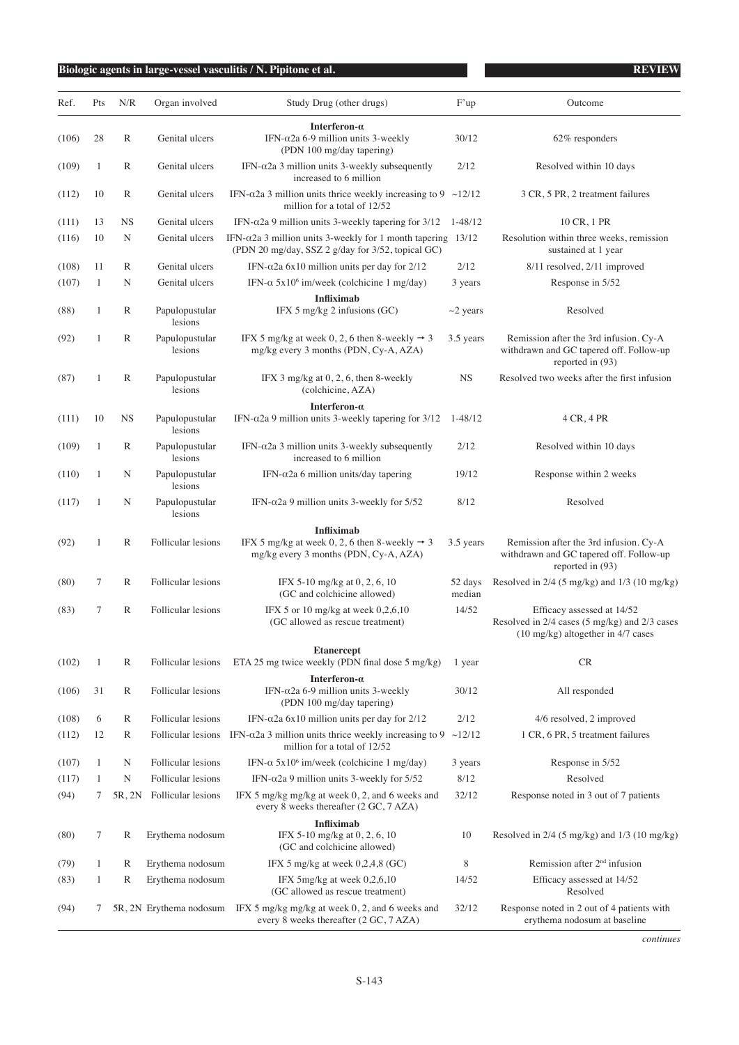| Ref. | Pts | N/R | Organ involved | Study Drug (other drugs) | F'up | Outcome |
|---|---|---|---|---|---|---|
| | | | | **Interferon-α** | | |
| (106) | 28 | R | Genital ulcers | IFN-α2a 6-9 million units 3-weekly (PDN 100 mg/day tapering) | 30/12 | 62% responders |
| (109) | 1 | R | Genital ulcers | IFN-α2a 3 million units 3-weekly subsequently increased to 6 million | 2/12 | Resolved within 10 days |
| (112) | 10 | R | Genital ulcers | IFN-α2a 3 million units thrice weekly increasing to 9 million for a total of 12/52 | ~12/12 | 3 CR, 5 PR, 2 treatment failures |
| (111) | 13 | NS | Genital ulcers | IFN-α2a 9 million units 3-weekly tapering for 3/12 | 1-48/12 | 10 CR, 1 PR |
| (116) | 10 | N | Genital ulcers | IFN-α2a 3 million units 3-weekly for 1 month tapering (PDN 20 mg/day, SSZ 2 g/day for 3/52, topical GC) | 13/12 | Resolution within three weeks, remission sustained at 1 year |
| (108) | 11 | R | Genital ulcers | IFN-α2a 6x10 million units per day for 2/12 | 2/12 | 8/11 resolved, 2/11 improved |
| (107) | 1 | N | Genital ulcers | IFN-α 5x10⁶ im/week (colchicine 1 mg/day) | 3 years | Response in 5/52 |
| | | | | **Infliximab** | | |
| (88) | 1 | R | Papulopustular lesions | IFX 5 mg/kg 2 infusions (GC) | ~2 years | Resolved |
| (92) | 1 | R | Papulopustular lesions | IFX 5 mg/kg at week 0, 2, 6 then 8-weekly → 3 mg/kg every 3 months (PDN, Cy-A, AZA) | 3.5 years | Remission after the 3rd infusion. Cy-A withdrawn and GC tapered off. Follow-up reported in (93) |
| (87) | 1 | R | Papulopustular lesions | IFX 3 mg/kg at 0, 2, 6, then 8-weekly (colchicine, AZA) | NS | Resolved two weeks after the first infusion |
| | | | | **Interferon-α** | | |
| (111) | 10 | NS | Papulopustular lesions | IFN-α2a 9 million units 3-weekly tapering for 3/12 | 1-48/12 | 4 CR, 4 PR |
| (109) | 1 | R | Papulopustular lesions | IFN-α2a 3 million units 3-weekly subsequently increased to 6 million | 2/12 | Resolved within 10 days |
| (110) | 1 | N | Papulopustular lesions | IFN-α2a 6 million units/day tapering | 19/12 | Response within 2 weeks |
| (117) | 1 | N | Papulopustular lesions | IFN-α2a 9 million units 3-weekly for 5/52 | 8/12 | Resolved |
| | | | | **Infliximab** | | |
| (92) | 1 | R | Follicular lesions | IFX 5 mg/kg at week 0, 2, 6 then 8-weekly → 3 mg/kg every 3 months (PDN, Cy-A, AZA) | 3.5 years | Remission after the 3rd infusion. Cy-A withdrawn and GC tapered off. Follow-up reported in (93) |
| (80) | 7 | R | Follicular lesions | IFX 5-10 mg/kg at 0, 2, 6, 10 (GC and colchicine allowed) | 52 days median | Resolved in 2/4 (5 mg/kg) and 1/3 (10 mg/kg) |
| (83) | 7 | R | Follicular lesions | IFX 5 or 10 mg/kg at week 0,2,6,10 (GC allowed as rescue treatment) | 14/52 | Efficacy assessed at 14/52 Resolved in 2/4 cases (5 mg/kg) and 2/3 cases (10 mg/kg) altogether in 4/7 cases |
| | | | | **Etanercept** | | |
| (102) | 1 | R | Follicular lesions | ETA 25 mg twice weekly (PDN final dose 5 mg/kg) | 1 year | CR |
| | | | | **Interferon-α** | | |
| (106) | 31 | R | Follicular lesions | IFN-α2a 6-9 million units 3-weekly (PDN 100 mg/day tapering) | 30/12 | All responded |
| (108) | 6 | R | Follicular lesions | IFN-α2a 6x10 million units per day for 2/12 | 2/12 | 4/6 resolved, 2 improved |
| (112) | 12 | R | Follicular lesions | IFN-α2a 3 million units thrice weekly increasing to 9 million for a total of 12/52 | ~12/12 | 1 CR, 6 PR, 5 treatment failures |
| (107) | 1 | N | Follicular lesions | IFN-α 5x10⁶ im/week (colchicine 1 mg/day) | 3 years | Response in 5/52 |
| (117) | 1 | N | Follicular lesions | IFN-α2a 9 million units 3-weekly for 5/52 | 8/12 | Resolved |
| (94) | 7 | 5R, 2N | Follicular lesions | IFX 5 mg/kg mg/kg at week 0, 2, and 6 weeks and every 8 weeks thereafter (2 GC, 7 AZA) | 32/12 | Response noted in 3 out of 7 patients |
| | | | | **Infliximab** | | |
| (80) | 7 | R | Erythema nodosum | IFX 5-10 mg/kg at 0, 2, 6, 10 (GC and colchicine allowed) | 10 | Resolved in 2/4 (5 mg/kg) and 1/3 (10 mg/kg) |
| (79) | 1 | R | Erythema nodosum | IFX 5 mg/kg at week 0,2,4,8 (GC) | 8 | Remission after 2nd infusion |
| (83) | 1 | R | Erythema nodosum | IFX 5mg/kg at week 0,2,6,10 (GC allowed as rescue treatment) | 14/52 | Efficacy assessed at 14/52 Resolved |
| (94) | 7 | 5R, 2N | Erythema nodosum | IFX 5 mg/kg mg/kg at week 0, 2, and 6 weeks and every 8 weeks thereafter (2 GC, 7 AZA) | 32/12 | Response noted in 2 out of 4 patients with erythema nodosum at baseline |

*continues*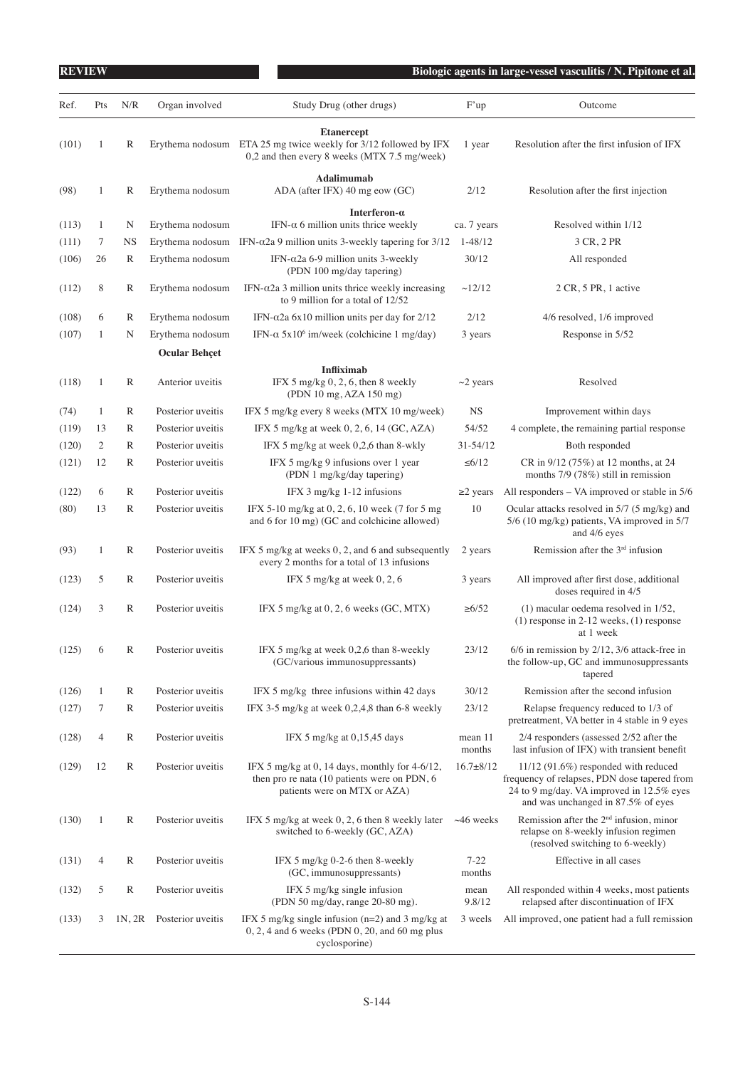| Ref. | Pts | N/R | Organ involved | Study Drug (other drugs) | F'up | Outcome |
|---|---|---|---|---|---|---|
| | | | | **Etanercept** | | |
| (101) | 1 | R | Erythema nodosum | ETA 25 mg twice weekly for 3/12 followed by IFX 0,2 and then every 8 weeks (MTX 7.5 mg/week) | 1 year | Resolution after the first infusion of IFX |
| | | | | **Adalimumab** | | |
| (98) | 1 | R | Erythema nodosum | ADA (after IFX) 40 mg eow (GC) | 2/12 | Resolution after the first injection |
| | | | | **Interferon-α** | | |
| (113) | 1 | N | Erythema nodosum | IFN-α 6 million units thrice weekly | ca. 7 years | Resolved within 1/12 |
| (111) | 7 | NS | Erythema nodosum | IFN-α2a 9 million units 3-weekly tapering for 3/12 | 1-48/12 | 3 CR, 2 PR |
| (106) | 26 | R | Erythema nodosum | IFN-α2a 6-9 million units 3-weekly (PDN 100 mg/day tapering) | 30/12 | All responded |
| (112) | 8 | R | Erythema nodosum | IFN-α2a 3 million units thrice weekly increasing to 9 million for a total of 12/52 | ~12/12 | 2 CR, 5 PR, 1 active |
| (108) | 6 | R | Erythema nodosum | IFN-α2a 6x10 million units per day for 2/12 | 2/12 | 4/6 resolved, 1/6 improved |
| (107) | 1 | N | Erythema nodosum | IFN-α $5x10^6$ im/week (colchicine 1 mg/day) | 3 years | Response in 5/52 |
| | | | **Ocular Behçet** | | | |
| | | | | **Infliximab** | | |
| (118) | 1 | R | Anterior uveitis | IFX 5 mg/kg 0, 2, 6, then 8 weekly (PDN 10 mg, AZA 150 mg) | ~2 years | Resolved |
| (74) | 1 | R | Posterior uveitis | IFX 5 mg/kg every 8 weeks (MTX 10 mg/week) | NS | Improvement within days |
| (119) | 13 | R | Posterior uveitis | IFX 5 mg/kg at week 0, 2, 6, 14 (GC, AZA) | 54/52 | 4 complete, the remaining partial response |
| (120) | 2 | R | Posterior uveitis | IFX 5 mg/kg at week 0,2,6 than 8-wkly | 31-54/12 | Both responded |
| (121) | 12 | R | Posterior uveitis | IFX 5 mg/kg 9 infusions over 1 year (PDN 1 mg/kg/day tapering) | ≤6/12 | CR in 9/12 (75%) at 12 months, at 24 months 7/9 (78%) still in remission |
| (122) | 6 | R | Posterior uveitis | IFX 3 mg/kg 1-12 infusions | ≥2 years | All responders – VA improved or stable in 5/6 |
| (80) | 13 | R | Posterior uveitis | IFX 5-10 mg/kg at 0, 2, 6, 10 week (7 for 5 mg and 6 for 10 mg) (GC and colchicine allowed) | 10 | Ocular attacks resolved in 5/7 (5 mg/kg) and 5/6 (10 mg/kg) patients, VA improved in 5/7 and 4/6 eyes |
| (93) | 1 | R | Posterior uveitis | IFX 5 mg/kg at weeks 0, 2, and 6 and subsequently every 2 months for a total of 13 infusions | 2 years | Remission after the 3rd infusion |
| (123) | 5 | R | Posterior uveitis | IFX 5 mg/kg at week 0, 2, 6 | 3 years | All improved after first dose, additional doses required in 4/5 |
| (124) | 3 | R | Posterior uveitis | IFX 5 mg/kg at 0, 2, 6 weeks (GC, MTX) | ≥6/52 | (1) macular oedema resolved in 1/52, (1) response in 2-12 weeks, (1) response at 1 week |
| (125) | 6 | R | Posterior uveitis | IFX 5 mg/kg at week 0,2,6 than 8-weekly (GC/various immunosuppressants) | 23/12 | 6/6 in remission by 2/12, 3/6 attack-free in the follow-up, GC and immunosuppressants tapered |
| (126) | 1 | R | Posterior uveitis | IFX 5 mg/kg three infusions within 42 days | 30/12 | Remission after the second infusion |
| (127) | 7 | R | Posterior uveitis | IFX 3-5 mg/kg at week 0,2,4,8 than 6-8 weekly | 23/12 | Relapse frequency reduced to 1/3 of pretreatment, VA better in 4 stable in 9 eyes |
| (128) | 4 | R | Posterior uveitis | IFX 5 mg/kg at 0,15,45 days | mean 11 months | 2/4 responders (assessed 2/52 after the last infusion of IFX) with transient benefit |
| (129) | 12 | R | Posterior uveitis | IFX 5 mg/kg at 0, 14 days, monthly for 4-6/12, then pro re nata (10 patients were on PDN, 6 patients were on MTX or AZA) | 16.7±8/12 | 11/12 (91.6%) responded with reduced frequency of relapses, PDN dose tapered from 24 to 9 mg/day. VA improved in 12.5% eyes and was unchanged in 87.5% of eyes |
| (130) | 1 | R | Posterior uveitis | IFX 5 mg/kg at week 0, 2, 6 then 8 weekly later switched to 6-weekly (GC, AZA) | ~46 weeks | Remission after the 2nd infusion, minor relapse on 8-weekly infusion regimen (resolved switching to 6-weekly) |
| (131) | 4 | R | Posterior uveitis | IFX 5 mg/kg 0-2-6 then 8-weekly (GC, immunosuppressants) | 7-22 months | Effective in all cases |
| (132) | 5 | R | Posterior uveitis | IFX 5 mg/kg single infusion (PDN 50 mg/day, range 20-80 mg). | mean 9.8/12 | All responded within 4 weeks, most patients relapsed after discontinuation of IFX |
| (133) | 3 | 1N, 2R | Posterior uveitis | IFX 5 mg/kg single infusion (n=2) and 3 mg/kg at 0, 2, 4 and 6 weeks (PDN 0, 20, and 60 mg plus cyclosporine) | 3 weels | All improved, one patient had a full remission |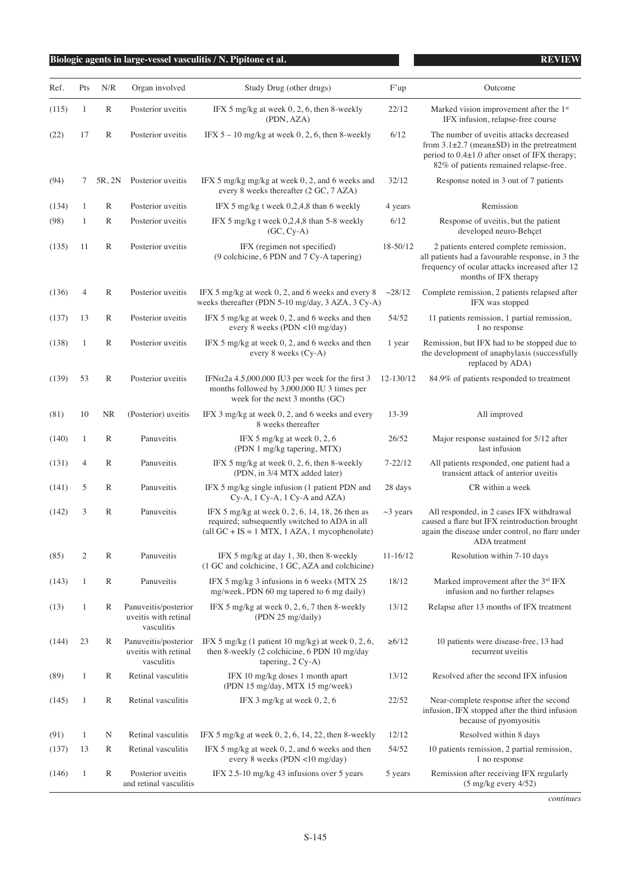| Ref. | Pts | N/R | Organ involved | Study Drug (other drugs) | F'up | Outcome |
|---|---|---|---|---|---|---|
| (115) | 1 | R | Posterior uveitis | IFX 5 mg/kg at week 0, 2, 6, then 8-weekly (PDN, AZA) | 22/12 | Marked vision improvement after the 1st IFX infusion, relapse-free course |
| (22) | 17 | R | Posterior uveitis | IFX 5 – 10 mg/kg at week 0, 2, 6, then 8-weekly | 6/12 | The number of uveitis attacks decreased from 3.1±2.7 (mean±SD) in the pretreatment period to 0.4±1.0 after onset of IFX therapy; 82% of patients remained relapse-free. |
| (94) | 7 | 5R, 2N | Posterior uveitis | IFX 5 mg/kg mg/kg at week 0, 2, and 6 weeks and every 8 weeks thereafter (2 GC, 7 AZA) | 32/12 | Response noted in 3 out of 7 patients |
| (134) | 1 | R | Posterior uveitis | IFX 5 mg/kg t week 0,2,4,8 than 6 weekly | 4 years | Remission |
| (98) | 1 | R | Posterior uveitis | IFX 5 mg/kg t week 0,2,4,8 than 5-8 weekly (GC, Cy-A) | 6/12 | Response of uveitis, but the patient developed neuro-Behçet |
| (135) | 11 | R | Posterior uveitis | IFX (regimen not specified) (9 colchicine, 6 PDN and 7 Cy-A tapering) | 18-50/12 | 2 patients entered complete remission, all patients had a favourable response, in 3 the frequency of ocular attacks increased after 12 months of IFX therapy |
| (136) | 4 | R | Posterior uveitis | IFX 5 mg/kg at week 0, 2, and 6 weeks and every 8 weeks thereafter (PDN 5-10 mg/day, 3 AZA, 3 Cy-A) | ~28/12 | Complete remission, 2 patients relapsed after IFX was stopped |
| (137) | 13 | R | Posterior uveitis | IFX 5 mg/kg at week 0, 2, and 6 weeks and then every 8 weeks (PDN <10 mg/day) | 54/52 | 11 patients remission, 1 partial remission, 1 no response |
| (138) | 1 | R | Posterior uveitis | IFX 5 mg/kg at week 0, 2, and 6 weeks and then every 8 weeks (Cy-A) | 1 year | Remission, but IFX had to be stopped due to the development of anaphylaxis (successfully replaced by ADA) |
| (139) | 53 | R | Posterior uveitis | IFNα2a 4.5,000,000 IU3 per week for the first 3 months followed by 3,000,000 IU 3 times per week for the next 3 months (GC) | 12-130/12 | 84.9% of patients responded to treatment |
| (81) | 10 | NR | (Posterior) uveitis | IFX 3 mg/kg at week 0, 2, and 6 weeks and every 8 weeks thereafter | 13-39 | All improved |
| (140) | 1 | R | Panuveitis | IFX 5 mg/kg at week 0, 2, 6 (PDN 1 mg/kg tapering, MTX) | 26/52 | Major response sustained for 5/12 after last infusion |
| (131) | 4 | R | Panuveitis | IFX 5 mg/kg at week 0, 2, 6, then 8-weekly (PDN, in 3/4 MTX added later) | 7-22/12 | All patients responded, one patient had a transient attack of anterior uveitis |
| (141) | 5 | R | Panuveitis | IFX 5 mg/kg single infusion (1 patient PDN and Cy-A, 1 Cy-A, 1 Cy-A and AZA) | 28 days | CR within a week |
| (142) | 3 | R | Panuveitis | IFX 5 mg/kg at week 0, 2, 6, 14, 18, 26 then as required; subsequently switched to ADA in all (all GC + IS = 1 MTX, 1 AZA, 1 mycophenolate) | ~3 years | All responded, in 2 cases IFX withdrawal caused a flare but IFX reintroduction brought again the disease under control, no flare under ADA treatment |
| (85) | 2 | R | Panuveitis | IFX 5 mg/kg at day 1, 30, then 8-weekly (1 GC and colchicine, 1 GC, AZA and colchicine) | 11-16/12 | Resolution within 7-10 days |
| (143) | 1 | R | Panuveitis | IFX 5 mg/kg 3 infusions in 6 weeks (MTX 25 mg/week, PDN 60 mg tapered to 6 mg daily) | 18/12 | Marked improvement after the 3rd IFX infusion and no further relapses |
| (13) | 1 | R | Panuveitis/posterior uveitis with retinal vasculitis | IFX 5 mg/kg at week 0, 2, 6, 7 then 8-weekly (PDN 25 mg/daily) | 13/12 | Relapse after 13 months of IFX treatment |
| (144) | 23 | R | Panuveitis/posterior uveitis with retinal vasculitis | IFX 5 mg/kg (1 patient 10 mg/kg) at week 0, 2, 6, then 8-weekly (2 colchicine, 6 PDN 10 mg/day tapering, 2 Cy-A) | ≥6/12 | 10 patients were disease-free, 13 had recurrent uveitis |
| (89) | 1 | R | Retinal vasculitis | IFX 10 mg/kg doses 1 month apart (PDN 15 mg/day, MTX 15 mg/week) | 13/12 | Resolved after the second IFX infusion |
| (145) | 1 | R | Retinal vasculitis | IFX 3 mg/kg at week 0, 2, 6 | 22/52 | Near-complete response after the second infusion, IFX stopped after the third infusion because of pyomyositis |
| (91) | 1 | N | Retinal vasculitis | IFX 5 mg/kg at week 0, 2, 6, 14, 22, then 8-weekly | 12/12 | Resolved within 8 days |
| (137) | 13 | R | Retinal vasculitis | IFX 5 mg/kg at week 0, 2, and 6 weeks and then every 8 weeks (PDN <10 mg/day) | 54/52 | 10 patients remission, 2 partial remission, 1 no response |
| (146) | 1 | R | Posterior uveitis and retinal vasculitis | IFX 2.5-10 mg/kg 43 infusions over 5 years | 5 years | Remission after receiving IFX regularly (5 mg/kg every 4/52) |

*continues*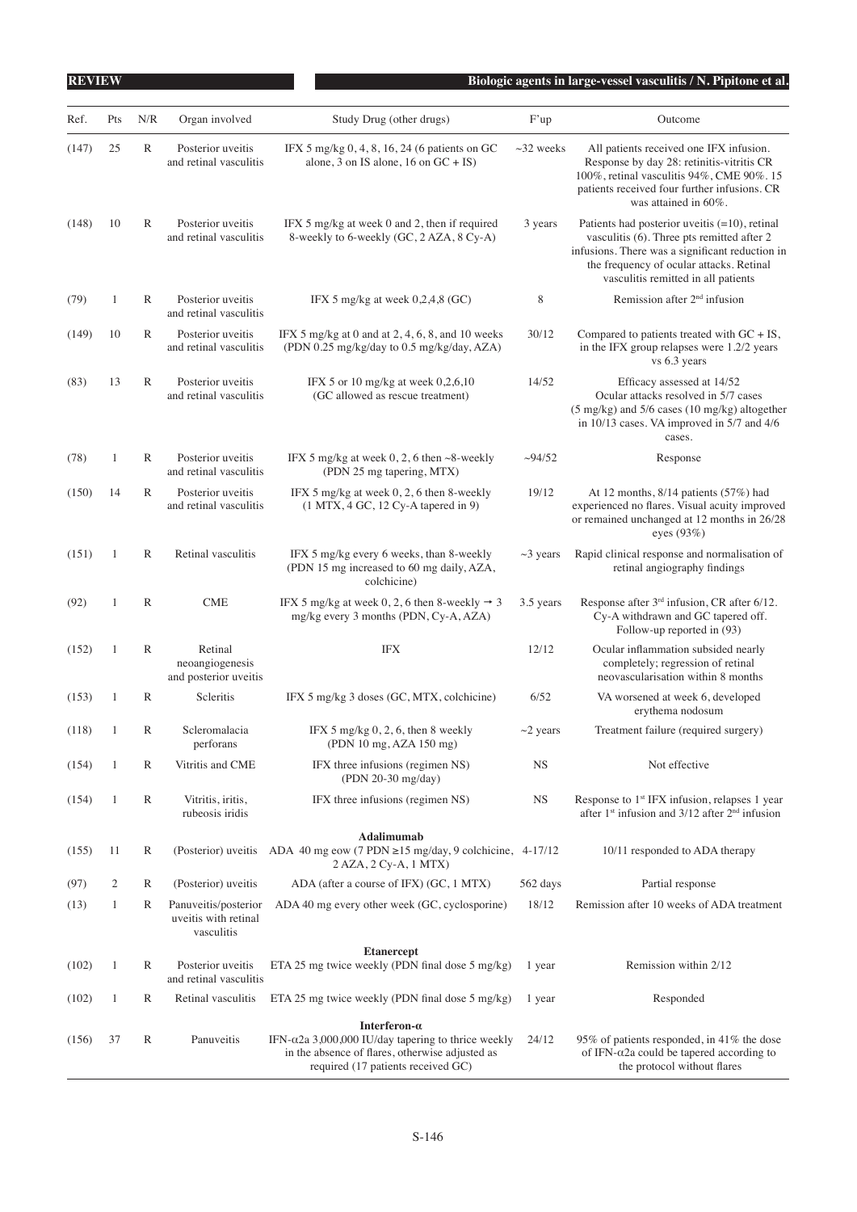| Ref. | Pts | N/R | Organ involved | Study Drug (other drugs) | F'up | Outcome |
|---|---|---|---|---|---|---|
| (147) | 25 | R | Posterior uveitis and retinal vasculitis | IFX 5 mg/kg 0, 4, 8, 16, 24 (6 patients on GC alone, 3 on IS alone, 16 on GC + IS) | ~32 weeks | All patients received one IFX infusion. Response by day 28: retinitis-vitritis CR 100%, retinal vasculitis 94%, CME 90%. 15 patients received four further infusions. CR was attained in 60%. |
| (148) | 10 | R | Posterior uveitis and retinal vasculitis | IFX 5 mg/kg at week 0 and 2, then if required 8-weekly to 6-weekly (GC, 2 AZA, 8 Cy-A) | 3 years | Patients had posterior uveitis (=10), retinal vasculitis (6). Three pts remitted after 2 infusions. There was a significant reduction in the frequency of ocular attacks. Retinal vasculitis remitted in all patients |
| (79) | 1 | R | Posterior uveitis and retinal vasculitis | IFX 5 mg/kg at week 0,2,4,8 (GC) | 8 | Remission after 2nd infusion |
| (149) | 10 | R | Posterior uveitis and retinal vasculitis | IFX 5 mg/kg at 0 and at 2, 4, 6, 8, and 10 weeks (PDN 0.25 mg/kg/day to 0.5 mg/kg/day, AZA) | 30/12 | Compared to patients treated with GC + IS, in the IFX group relapses were 1.2/2 years vs 6.3 years |
| (83) | 13 | R | Posterior uveitis and retinal vasculitis | IFX 5 or 10 mg/kg at week 0,2,6,10 (GC allowed as rescue treatment) | 14/52 | Efficacy assessed at 14/52 Ocular attacks resolved in 5/7 cases (5 mg/kg) and 5/6 cases (10 mg/kg) altogether in 10/13 cases. VA improved in 5/7 and 4/6 cases. |
| (78) | 1 | R | Posterior uveitis and retinal vasculitis | IFX 5 mg/kg at week 0, 2, 6 then ~8-weekly (PDN 25 mg tapering, MTX) | ~94/52 | Response |
| (150) | 14 | R | Posterior uveitis and retinal vasculitis | IFX 5 mg/kg at week 0, 2, 6 then 8-weekly (1 MTX, 4 GC, 12 Cy-A tapered in 9) | 19/12 | At 12 months, 8/14 patients (57%) had experienced no flares. Visual acuity improved or remained unchanged at 12 months in 26/28 eyes (93%) |
| (151) | 1 | R | Retinal vasculitis | IFX 5 mg/kg every 6 weeks, than 8-weekly (PDN 15 mg increased to 60 mg daily, AZA, colchicine) | ~3 years | Rapid clinical response and normalisation of retinal angiography findings |
| (92) | 1 | R | CME | IFX 5 mg/kg at week 0, 2, 6 then 8-weekly → 3 mg/kg every 3 months (PDN, Cy-A, AZA) | 3.5 years | Response after 3rd infusion, CR after 6/12. Cy-A withdrawn and GC tapered off. Follow-up reported in (93) |
| (152) | 1 | R | Retinal neoangiogenesis and posterior uveitis | IFX | 12/12 | Ocular inflammation subsided nearly completely; regression of retinal neovascularisation within 8 months |
| (153) | 1 | R | Scleritis | IFX 5 mg/kg 3 doses (GC, MTX, colchicine) | 6/52 | VA worsened at week 6, developed erythema nodosum |
| (118) | 1 | R | Scleromalacia perforans | IFX 5 mg/kg 0, 2, 6, then 8 weekly (PDN 10 mg, AZA 150 mg) | ~2 years | Treatment failure (required surgery) |
| (154) | 1 | R | Vitritis and CME | IFX three infusions (regimen NS) (PDN 20-30 mg/day) | NS | Not effective |
| (154) | 1 | R | Vitritis, iritis, rubeosis iridis | IFX three infusions (regimen NS) | NS | Response to 1st IFX infusion, relapses 1 year after 1st infusion and 3/12 after 2nd infusion |
| | | | | **Adalimumab** | | |
| (155) | 11 | R | (Posterior) uveitis | ADA 40 mg eow (7 PDN ≥15 mg/day, 9 colchicine, 2 AZA, 2 Cy-A, 1 MTX) | 4-17/12 | 10/11 responded to ADA therapy |
| (97) | 2 | R | (Posterior) uveitis | ADA (after a course of IFX) (GC, 1 MTX) | 562 days | Partial response |
| (13) | 1 | R | Panuveitis/posterior uveitis with retinal vasculitis | ADA 40 mg every other week (GC, cyclosporine) | 18/12 | Remission after 10 weeks of ADA treatment |
| | | | | **Etanercept** | | |
| (102) | 1 | R | Posterior uveitis and retinal vasculitis | ETA 25 mg twice weekly (PDN final dose 5 mg/kg) | 1 year | Remission within 2/12 |
| (102) | 1 | R | Retinal vasculitis | ETA 25 mg twice weekly (PDN final dose 5 mg/kg) | 1 year | Responded |
| | | | | **Interferon-α** | | |
| (156) | 37 | R | Panuveitis | IFN-α2a 3,000,000 IU/day tapering to thrice weekly in the absence of flares, otherwise adjusted as required (17 patients received GC) | 24/12 | 95% of patients responded, in 41% the dose of IFN-α2a could be tapered according to the protocol without flares |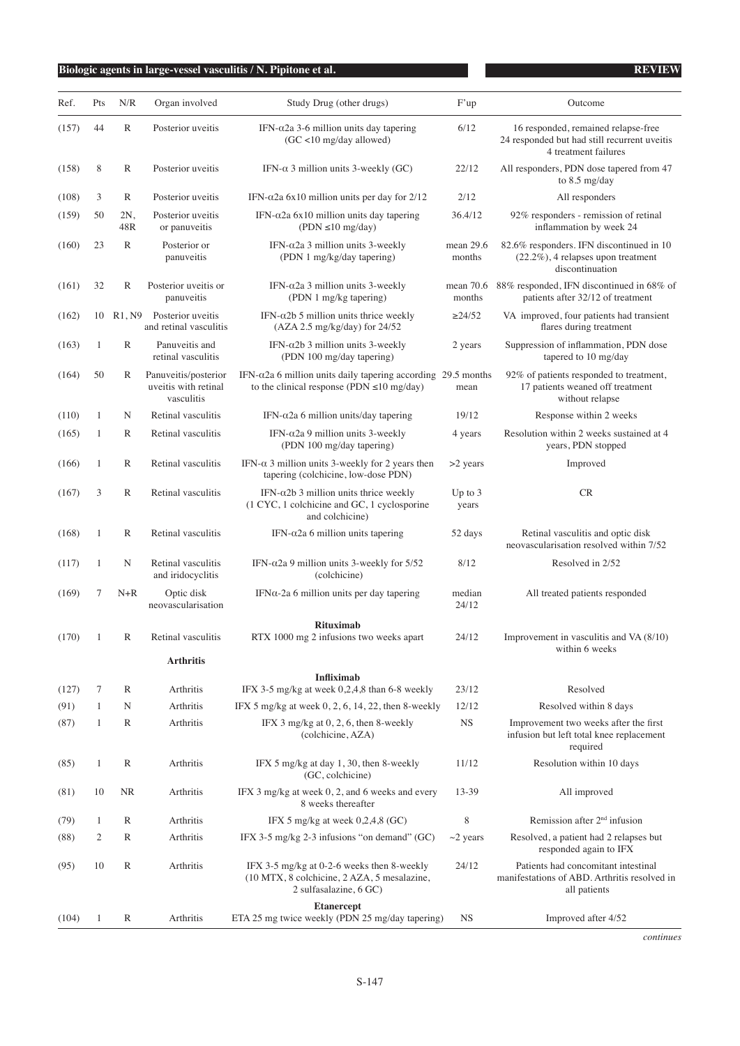| Ref. | Pts | N/R | Organ involved | Study Drug (other drugs) | F'up | Outcome |
|---|---|---|---|---|---|---|
| (157) | 44 | R | Posterior uveitis | IFN-α2a 3-6 million units day tapering (GC <10 mg/day allowed) | 6/12 | 16 responded, remained relapse-free 24 responded but had still recurrent uveitis 4 treatment failures |
| (158) | 8 | R | Posterior uveitis | IFN-α 3 million units 3-weekly (GC) | 22/12 | All responders, PDN dose tapered from 47 to 8.5 mg/day |
| (108) | 3 | R | Posterior uveitis | IFN-α2a 6x10 million units per day for 2/12 | 2/12 | All responders |
| (159) | 50 | 2N, 48R | Posterior uveitis or panuveitis | IFN-α2a 6x10 million units day tapering (PDN ≤10 mg/day) | 36.4/12 | 92% responders - remission of retinal inflammation by week 24 |
| (160) | 23 | R | Posterior or panuveitis | IFN-α2a 3 million units 3-weekly (PDN 1 mg/kg/day tapering) | mean 29.6 months | 82.6% responders. IFN discontinued in 10 (22.2%), 4 relapses upon treatment discontinuation |
| (161) | 32 | R | Posterior uveitis or panuveitis | IFN-α2a 3 million units 3-weekly (PDN 1 mg/kg tapering) | mean 70.6 months | 88% responded, IFN discontinued in 68% of patients after 32/12 of treatment |
| (162) | 10 | R1, N9 | Posterior uveitis and retinal vasculitis | IFN-α2b 5 million units thrice weekly (AZA 2.5 mg/kg/day) for 24/52 | ≥24/52 | VA improved, four patients had transient flares during treatment |
| (163) | 1 | R | Panuveitis and retinal vasculitis | IFN-α2b 3 million units 3-weekly (PDN 100 mg/day tapering) | 2 years | Suppression of inflammation, PDN dose tapered to 10 mg/day |
| (164) | 50 | R | Panuveitis/posterior uveitis with retinal vasculitis | IFN-α2a 6 million units daily tapering according to the clinical response (PDN ≤10 mg/day) | 29.5 months mean | 92% of patients responded to treatment, 17 patients weaned off treatment without relapse |
| (110) | 1 | N | Retinal vasculitis | IFN-α2a 6 million units/day tapering | 19/12 | Response within 2 weeks |
| (165) | 1 | R | Retinal vasculitis | IFN-α2a 9 million units 3-weekly (PDN 100 mg/day tapering) | 4 years | Resolution within 2 weeks sustained at 4 years, PDN stopped |
| (166) | 1 | R | Retinal vasculitis | IFN-α 3 million units 3-weekly for 2 years then tapering (colchicine, low-dose PDN) | >2 years | Improved |
| (167) | 3 | R | Retinal vasculitis | IFN-α2b 3 million units thrice weekly (1 CYC, 1 colchicine and GC, 1 cyclosporine and colchicine) | Up to 3 years | CR |
| (168) | 1 | R | Retinal vasculitis | IFN-α2a 6 million units tapering | 52 days | Retinal vasculitis and optic disk neovascularisation resolved within 7/52 |
| (117) | 1 | N | Retinal vasculitis and iridocyclitis | IFN-α2a 9 million units 3-weekly for 5/52 (colchicine) | 8/12 | Resolved in 2/52 |
| (169) | 7 | N+R | Optic disk neovascularisation | IFNα-2a 6 million units per day tapering | median 24/12 | All treated patients responded |
| | | | | **Rituximab** | | |
| (170) | 1 | R | Retinal vasculitis | RTX 1000 mg 2 infusions two weeks apart | 24/12 | Improvement in vasculitis and VA (8/10) within 6 weeks |
| | | | **Arthritis** | | | |
| | | | | **Infliximab** | | |
| (127) | 7 | R | Arthritis | IFX 3-5 mg/kg at week 0,2,4,8 than 6-8 weekly | 23/12 | Resolved |
| (91) | 1 | N | Arthritis | IFX 5 mg/kg at week 0, 2, 6, 14, 22, then 8-weekly | 12/12 | Resolved within 8 days |
| (87) | 1 | R | Arthritis | IFX 3 mg/kg at 0, 2, 6, then 8-weekly (colchicine, AZA) | NS | Improvement two weeks after the first infusion but left total knee replacement required |
| (85) | 1 | R | Arthritis | IFX 5 mg/kg at day 1, 30, then 8-weekly (GC, colchicine) | 11/12 | Resolution within 10 days |
| (81) | 10 | NR | Arthritis | IFX 3 mg/kg at week 0, 2, and 6 weeks and every 8 weeks thereafter | 13-39 | All improved |
| (79) | 1 | R | Arthritis | IFX 5 mg/kg at week 0,2,4,8 (GC) | 8 | Remission after 2nd infusion |
| (88) | 2 | R | Arthritis | IFX 3-5 mg/kg 2-3 infusions "on demand" (GC) | ~2 years | Resolved, a patient had 2 relapses but responded again to IFX |
| (95) | 10 | R | Arthritis | IFX 3-5 mg/kg at 0-2-6 weeks then 8-weekly (10 MTX, 8 colchicine, 2 AZA, 5 mesalazine, 2 sulfasalazine, 6 GC) | 24/12 | Patients had concomitant intestinal manifestations of ABD. Arthritis resolved in all patients |
| | | | | **Etanercept** | | |
| (104) | 1 | R | Arthritis | ETA 25 mg twice weekly (PDN 25 mg/day tapering) | NS | Improved after 4/52 |

*continues*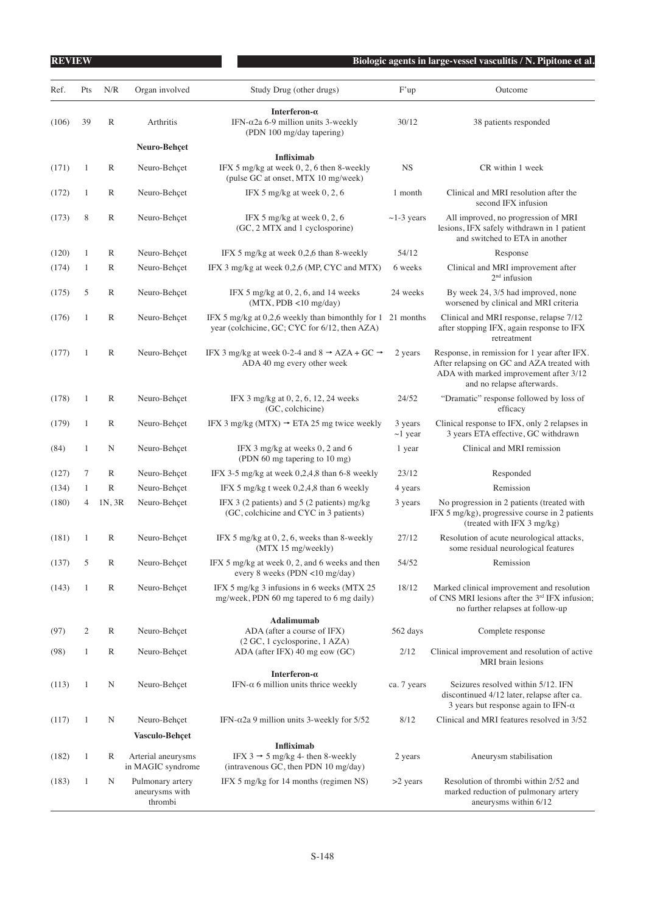| Ref. | Pts | N/R | Organ involved | Study Drug (other drugs) | F'up | Outcome |
|---|---|---|---|---|---|---|
| | | | | **Interferon-α** | | |
| (106) | 39 | R | Arthritis | IFN-α2a 6-9 million units 3-weekly (PDN 100 mg/day tapering) | 30/12 | 38 patients responded |
| | | | **Neuro-Behçet** | | | |
| | | | | **Infliximab** | | |
| (171) | 1 | R | Neuro-Behçet | IFX 5 mg/kg at week 0, 2, 6 then 8-weekly (pulse GC at onset, MTX 10 mg/week) | NS | CR within 1 week |
| (172) | 1 | R | Neuro-Behçet | IFX 5 mg/kg at week 0, 2, 6 | 1 month | Clinical and MRI resolution after the second IFX infusion |
| (173) | 8 | R | Neuro-Behçet | IFX 5 mg/kg at week 0, 2, 6 (GC, 2 MTX and 1 cyclosporine) | ~1-3 years | All improved, no progression of MRI lesions, IFX safely withdrawn in 1 patient and switched to ETA in another |
| (120) | 1 | R | Neuro-Behçet | IFX 5 mg/kg at week 0,2,6 than 8-weekly | 54/12 | Response |
| (174) | 1 | R | Neuro-Behçet | IFX 3 mg/kg at week 0,2,6 (MP, CYC and MTX) | 6 weeks | Clinical and MRI improvement after 2nd infusion |
| (175) | 5 | R | Neuro-Behçet | IFX 5 mg/kg at 0, 2, 6, and 14 weeks (MTX, PDB <10 mg/day) | 24 weeks | By week 24, 3/5 had improved, none worsened by clinical and MRI criteria |
| (176) | 1 | R | Neuro-Behçet | IFX 5 mg/kg at 0,2,6 weekly than bimonthly for 1 year (colchicine, GC; CYC for 6/12, then AZA) | 21 months | Clinical and MRI response, relapse 7/12 after stopping IFX, again response to IFX retreatment |
| (177) | 1 | R | Neuro-Behçet | IFX 3 mg/kg at week 0-2-4 and 8 → AZA + GC → ADA 40 mg every other week | 2 years | Response, in remission for 1 year after IFX. After relapsing on GC and AZA treated with ADA with marked improvement after 3/12 and no relapse afterwards. |
| (178) | 1 | R | Neuro-Behçet | IFX 3 mg/kg at 0, 2, 6, 12, 24 weeks (GC, colchicine) | 24/52 | "Dramatic" response followed by loss of efficacy |
| (179) | 1 | R | Neuro-Behçet | IFX 3 mg/kg (MTX) → ETA 25 mg twice weekly | 3 years ~1 year | Clinical response to IFX, only 2 relapses in 3 years ETA effective, GC withdrawn |
| (84) | 1 | N | Neuro-Behçet | IFX 3 mg/kg at weeks 0, 2 and 6 (PDN 60 mg tapering to 10 mg) | 1 year | Clinical and MRI remission |
| (127) | 7 | R | Neuro-Behçet | IFX 3-5 mg/kg at week 0,2,4,8 than 6-8 weekly | 23/12 | Responded |
| (134) | 1 | R | Neuro-Behçet | IFX 5 mg/kg t week 0,2,4,8 than 6 weekly | 4 years | Remission |
| (180) | 4 | 1N, 3R | Neuro-Behçet | IFX 3 (2 patients) and 5 (2 patients) mg/kg (GC, colchicine and CYC in 3 patients) | 3 years | No progression in 2 patients (treated with IFX 5 mg/kg), progressive course in 2 patients (treated with IFX 3 mg/kg) |
| (181) | 1 | R | Neuro-Behçet | IFX 5 mg/kg at 0, 2, 6, weeks than 8-weekly (MTX 15 mg/weekly) | 27/12 | Resolution of acute neurological attacks, some residual neurological features |
| (137) | 5 | R | Neuro-Behçet | IFX 5 mg/kg at week 0, 2, and 6 weeks and then every 8 weeks (PDN <10 mg/day) | 54/52 | Remission |
| (143) | 1 | R | Neuro-Behçet | IFX 5 mg/kg 3 infusions in 6 weeks (MTX 25 mg/week, PDN 60 mg tapered to 6 mg daily) | 18/12 | Marked clinical improvement and resolution of CNS MRI lesions after the 3rd IFX infusion; no further relapses at follow-up |
| | | | | **Adalimumab** | | |
| (97) | 2 | R | Neuro-Behçet | ADA (after a course of IFX) (2 GC, 1 cyclosporine, 1 AZA) | 562 days | Complete response |
| (98) | 1 | R | Neuro-Behçet | ADA (after IFX) 40 mg eow (GC) | 2/12 | Clinical improvement and resolution of active MRI brain lesions |
| | | | | **Interferon-α** | | |
| (113) | 1 | N | Neuro-Behçet | IFN-α 6 million units thrice weekly | ca. 7 years | Seizures resolved within 5/12. IFN discontinued 4/12 later, relapse after ca. 3 years but response again to IFN-α |
| (117) | 1 | N | Neuro-Behçet | IFN-α2a 9 million units 3-weekly for 5/52 | 8/12 | Clinical and MRI features resolved in 3/52 |
| | | | **Vasculo-Behçet** | | | |
| | | | | **Infliximab** | | |
| (182) | 1 | R | Arterial aneurysms in MAGIC syndrome | IFX 3 → 5 mg/kg 4- then 8-weekly (intravenous GC, then PDN 10 mg/day) | 2 years | Aneurysm stabilisation |
| (183) | 1 | N | Pulmonary artery aneurysms with thrombi | IFX 5 mg/kg for 14 months (regimen NS) | >2 years | Resolution of thrombi within 2/52 and marked reduction of pulmonary artery aneurysms within 6/12 |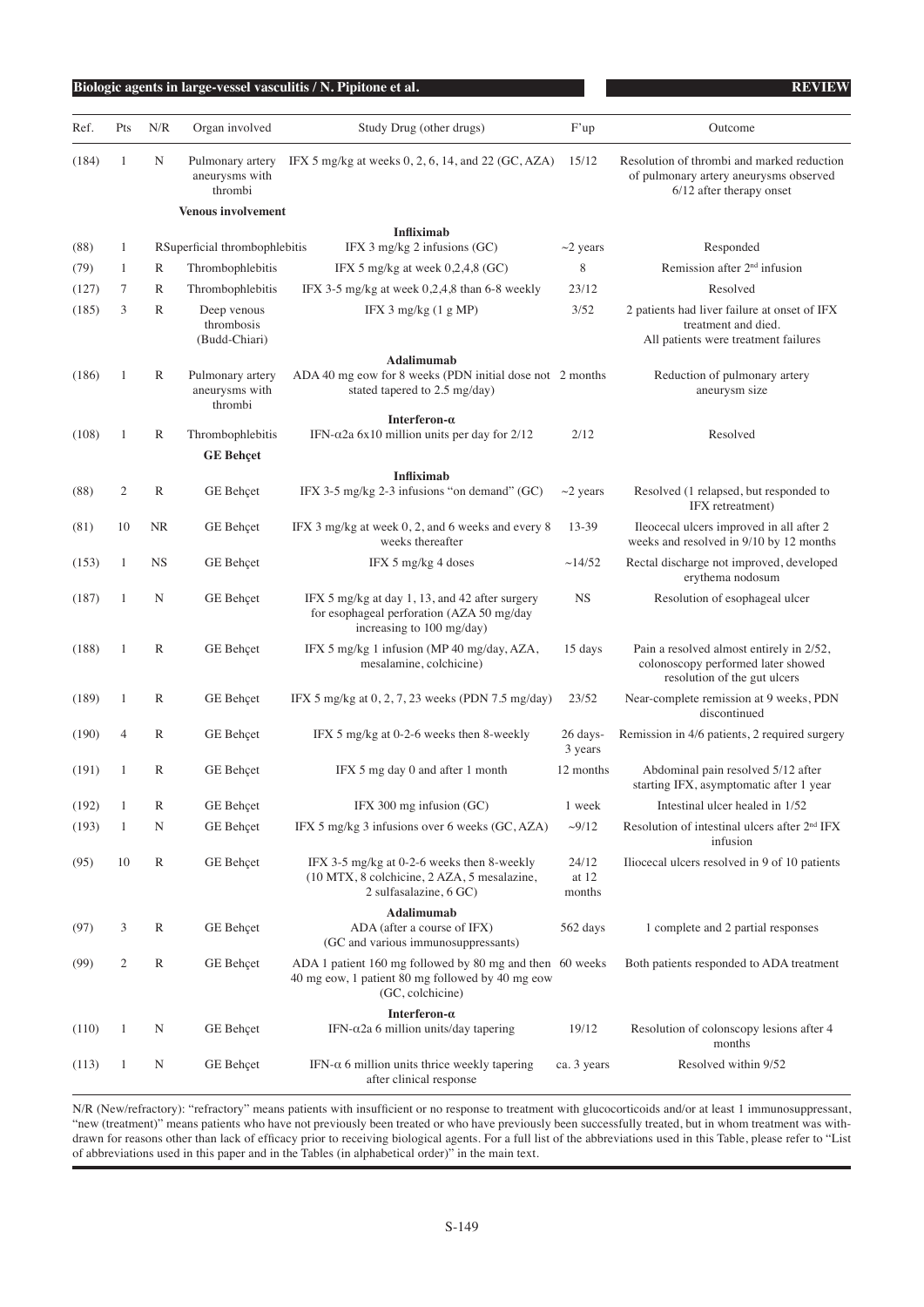| Ref. | Pts | N/R | Organ involved | Study Drug (other drugs) | F'up | Outcome |
|---|---|---|---|---|---|---|
| (184) | 1 | N | Pulmonary artery aneurysms with thrombi | IFX 5 mg/kg at weeks 0, 2, 6, 14, and 22 (GC, AZA) | 15/12 | Resolution of thrombi and marked reduction of pulmonary artery aneurysms observed 6/12 after therapy onset |
| | | | **Venous involvement** | | | |
| | | | | **Infliximab** | | |
| (88) | 1 | R | Superficial thrombophlebitis | IFX 3 mg/kg 2 infusions (GC) | ~2 years | Responded |
| (79) | 1 | R | Thrombophlebitis | IFX 5 mg/kg at week 0,2,4,8 (GC) | 8 | Remission after 2nd infusion |
| (127) | 7 | R | Thrombophlebitis | IFX 3-5 mg/kg at week 0,2,4,8 than 6-8 weekly | 23/12 | Resolved |
| (185) | 3 | R | Deep venous thrombosis (Budd-Chiari) | IFX 3 mg/kg (1 g MP) | 3/52 | 2 patients had liver failure at onset of IFX treatment and died. All patients were treatment failures |
| | | | | **Adalimumab** | | |
| (186) | 1 | R | Pulmonary artery aneurysms with thrombi | ADA 40 mg eow for 8 weeks (PDN initial dose not stated tapered to 2.5 mg/day) | 2 months | Reduction of pulmonary artery aneurysm size |
| | | | | **Interferon-α** | | |
| (108) | 1 | R | Thrombophlebitis | IFN-α2a 6x10 million units per day for 2/12 | 2/12 | Resolved |
| | | | **GE Behçet** | | | |
| | | | | **Infliximab** | | |
| (88) | 2 | R | GE Behçet | IFX 3-5 mg/kg 2-3 infusions "on demand" (GC) | ~2 years | Resolved (1 relapsed, but responded to IFX retreatment) |
| (81) | 10 | NR | GE Behçet | IFX 3 mg/kg at week 0, 2, and 6 weeks and every 8 weeks thereafter | 13-39 | Ileocecal ulcers improved in all after 2 weeks and resolved in 9/10 by 12 months |
| (153) | 1 | NS | GE Behçet | IFX 5 mg/kg 4 doses | ~14/52 | Rectal discharge not improved, developed erythema nodosum |
| (187) | 1 | N | GE Behçet | IFX 5 mg/kg at day 1, 13, and 42 after surgery for esophageal perforation (AZA 50 mg/day increasing to 100 mg/day) | NS | Resolution of esophageal ulcer |
| (188) | 1 | R | GE Behçet | IFX 5 mg/kg 1 infusion (MP 40 mg/day, AZA, mesalamine, colchicine) | 15 days | Pain a resolved almost entirely in 2/52, colonoscopy performed later showed resolution of the gut ulcers |
| (189) | 1 | R | GE Behçet | IFX 5 mg/kg at 0, 2, 7, 23 weeks (PDN 7.5 mg/day) | 23/52 | Near-complete remission at 9 weeks, PDN discontinued |
| (190) | 4 | R | GE Behçet | IFX 5 mg/kg at 0-2-6 weeks then 8-weekly | 26 days-3 years | Remission in 4/6 patients, 2 required surgery |
| (191) | 1 | R | GE Behçet | IFX 5 mg day 0 and after 1 month | 12 months | Abdominal pain resolved 5/12 after starting IFX, asymptomatic after 1 year |
| (192) | 1 | R | GE Behçet | IFX 300 mg infusion (GC) | 1 week | Intestinal ulcer healed in 1/52 |
| (193) | 1 | N | GE Behçet | IFX 5 mg/kg 3 infusions over 6 weeks (GC, AZA) | ~9/12 | Resolution of intestinal ulcers after 2nd IFX infusion |
| (95) | 10 | R | GE Behçet | IFX 3-5 mg/kg at 0-2-6 weeks then 8-weekly (10 MTX, 8 colchicine, 2 AZA, 5 mesalazine, 2 sulfasalazine, 6 GC) | 24/12 at 12 months | Iliocecal ulcers resolved in 9 of 10 patients |
| | | | | **Adalimumab** | | |
| (97) | 3 | R | GE Behçet | ADA (after a course of IFX) (GC and various immunosuppressants) | 562 days | 1 complete and 2 partial responses |
| (99) | 2 | R | GE Behçet | ADA 1 patient 160 mg followed by 80 mg and then 40 mg eow, 1 patient 80 mg followed by 40 mg eow (GC, colchicine) | 60 weeks | Both patients responded to ADA treatment |
| | | | | **Interferon-α** | | |
| (110) | 1 | N | GE Behçet | IFN-α2a 6 million units/day tapering | 19/12 | Resolution of colonscopy lesions after 4 months |
| (113) | 1 | N | GE Behçet | IFN-α 6 million units thrice weekly tapering after clinical response | ca. 3 years | Resolved within 9/52 |

N/R (New/refractory): "refractory" means patients with insufficient or no response to treatment with glucocorticoids and/or at least 1 immunosuppressant, "new (treatment)" means patients who have not previously been treated or who have previously been successfully treated, but in whom treatment was withdrawn for reasons other than lack of efficacy prior to receiving biological agents. For a full list of the abbreviations used in this Table, please refer to "List of abbreviations used in this paper and in the Tables (in alphabetical order)" in the main text.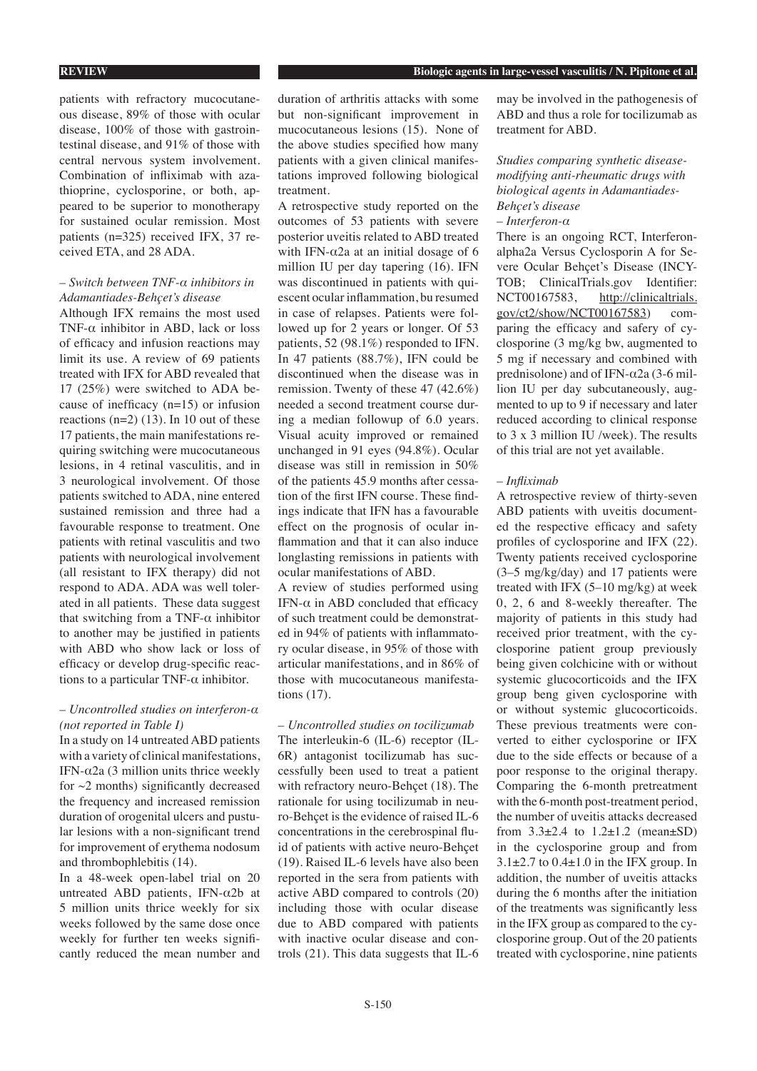patients with refractory mucocutaneous disease, 89% of those with ocular disease, 100% of those with gastrointestinal disease, and 91% of those with central nervous system involvement. Combination of infliximab with azathioprine, cyclosporine, or both, appeared to be superior to monotherapy for sustained ocular remission. Most patients (n=325) received IFX, 37 received ETA, and 28 ADA.

*– Switch between TNF-α inhibitors in Adamantiades-Behçet's disease*

Although IFX remains the most used TNF-α inhibitor in ABD, lack or loss of efficacy and infusion reactions may limit its use. A review of 69 patients treated with IFX for ABD revealed that 17 (25%) were switched to ADA because of inefficacy (n=15) or infusion reactions (n=2) (13). In 10 out of these 17 patients, the main manifestations requiring switching were mucocutaneous lesions, in 4 retinal vasculitis, and in 3 neurological involvement. Of those patients switched to ADA, nine entered sustained remission and three had a favourable response to treatment. One patients with retinal vasculitis and two patients with neurological involvement (all resistant to IFX therapy) did not respond to ADA. ADA was well tolerated in all patients. These data suggest that switching from a TNF-α inhibitor to another may be justified in patients with ABD who show lack or loss of efficacy or develop drug-specific reactions to a particular TNF-α inhibitor.

*– Uncontrolled studies on interferon-α (not reported in Table I)*

In a study on 14 untreated ABD patients with a variety of clinical manifestations, IFN-α2a (3 million units thrice weekly for ~2 months) significantly decreased the frequency and increased remission duration of orogenital ulcers and pustular lesions with a non-significant trend for improvement of erythema nodosum and thrombophlebitis (14).

In a 48-week open-label trial on 20 untreated ABD patients, IFN-α2b at 5 million units thrice weekly for six weeks followed by the same dose once weekly for further ten weeks significantly reduced the mean number and duration of arthritis attacks with some but non-significant improvement in mucocutaneous lesions (15). None of the above studies specified how many patients with a given clinical manifestations improved following biological treatment.

A retrospective study reported on the outcomes of 53 patients with severe posterior uveitis related to ABD treated with IFN-α2a at an initial dosage of 6 million IU per day tapering (16). IFN was discontinued in patients with quiescent ocular inflammation, bu resumed in case of relapses. Patients were followed up for 2 years or longer. Of 53 patients, 52 (98.1%) responded to IFN. In 47 patients (88.7%), IFN could be discontinued when the disease was in remission. Twenty of these 47 (42.6%) needed a second treatment course during a median followup of 6.0 years. Visual acuity improved or remained unchanged in 91 eyes (94.8%). Ocular disease was still in remission in 50% of the patients 45.9 months after cessation of the first IFN course. These findings indicate that IFN has a favourable effect on the prognosis of ocular inflammation and that it can also induce longlasting remissions in patients with ocular manifestations of ABD.

A review of studies performed using IFN-α in ABD concluded that efficacy of such treatment could be demonstrated in 94% of patients with inflammatory ocular disease, in 95% of those with articular manifestations, and in 86% of those with mucocutaneous manifestations (17).

*– Uncontrolled studies on tocilizumab*

The interleukin-6 (IL-6) receptor (IL-6R) antagonist tocilizumab has successfully been used to treat a patient with refractory neuro-Behçet (18). The rationale for using tocilizumab in neuro-Behçet is the evidence of raised IL-6 concentrations in the cerebrospinal fluid of patients with active neuro-Behçet (19). Raised IL-6 levels have also been reported in the sera from patients with active ABD compared to controls (20) including those with ocular disease due to ABD compared with patients with inactive ocular disease and controls (21). This data suggests that IL-6 may be involved in the pathogenesis of ABD and thus a role for tocilizumab as treatment for ABD.

*Studies comparing synthetic disease-modifying anti-rheumatic drugs with biological agents in Adamantiades-Behçet's disease*

*– Interferon-α*

There is an ongoing RCT, Interferon-alpha2a Versus Cyclosporin A for Severe Ocular Behçet's Disease (INCYTOB; ClinicalTrials.gov Identifier: NCT00167583, http://clinicaltrials.gov/ct2/show/NCT00167583) comparing the efficacy and safery of cyclosporine (3 mg/kg bw, augmented to 5 mg if necessary and combined with prednisolone) and of IFN-α2a (3-6 million IU per day subcutaneously, augmented to up to 9 if necessary and later reduced according to clinical response to 3 x 3 million IU /week). The results of this trial are not yet available.

*– Infliximab*

A retrospective review of thirty-seven ABD patients with uveitis documented the respective efficacy and safety profiles of cyclosporine and IFX (22). Twenty patients received cyclosporine (3–5 mg/kg/day) and 17 patients were treated with IFX (5–10 mg/kg) at week 0, 2, 6 and 8-weekly thereafter. The majority of patients in this study had received prior treatment, with the cyclosporine patient group previously being given colchicine with or without systemic glucocorticoids and the IFX group beng given cyclosporine with or without systemic glucocorticoids. These previous treatments were converted to either cyclosporine or IFX due to the side effects or because of a poor response to the original therapy. Comparing the 6-month pretreatment with the 6-month post-treatment period, the number of uveitis attacks decreased from 3.3±2.4 to 1.2±1.2 (mean±SD) in the cyclosporine group and from 3.1±2.7 to 0.4±1.0 in the IFX group. In addition, the number of uveitis attacks during the 6 months after the initiation of the treatments was significantly less in the IFX group as compared to the cyclosporine group. Out of the 20 patients treated with cyclosporine, nine patients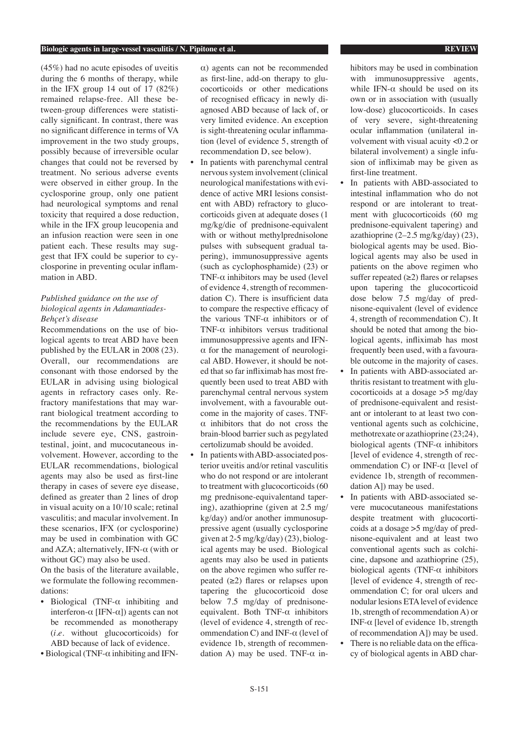(45%) had no acute episodes of uveitis during the 6 months of therapy, while in the IFX group 14 out of 17 (82%) remained relapse-free. All these between-group differences were statistically significant. In contrast, there was no significant difference in terms of VA improvement in the two study groups, possibly because of irreversible ocular changes that could not be reversed by treatment. No serious adverse events were observed in either group. In the cyclosporine group, only one patient had neurological symptoms and renal toxicity that required a dose reduction, while in the IFX group leucopenia and an infusion reaction were seen in one patient each. These results may suggest that IFX could be superior to cyclosporine in preventing ocular inflammation in ABD.

### *Published guidance on the use of biological agents in Adamantiades-Behçet's disease*

Recommendations on the use of biological agents to treat ABD have been published by the EULAR in 2008 (23). Overall, our recommendations are consonant with those endorsed by the EULAR in advising using biological agents in refractory cases only. Refractory manifestations that may warrant biological treatment according to the recommendations by the EULAR include severe eye, CNS, gastrointestinal, joint, and mucocutaneous involvement. However, according to the EULAR recommendations, biological agents may also be used as first-line therapy in cases of severe eye disease, defined as greater than 2 lines of drop in visual acuity on a 10/10 scale; retinal vasculitis; and macular involvement. In these scenarios, IFX (or cyclosporine) may be used in combination with GC and AZA; alternatively, IFN-α (with or without GC) may also be used.

On the basis of the literature available, we formulate the following recommendations:

- Biological (TNF-α inhibiting and interferon-α [IFN-α]) agents can not be recommended as monotherapy (*i.e.* without glucocorticoids) for ABD because of lack of evidence.
- Biological (TNF-α inhibiting and IFN-α) agents can not be recommended as first-line, add-on therapy to glucocorticoids or other medications of recognised efficacy in newly diagnosed ABD because of lack of, or very limited evidence. An exception is sight-threatening ocular inflammation (level of evidence 5, strength of recommendation D, see below).
- In patients with parenchymal central nervous system involvement (clinical neurological manifestations with evidence of active MRI lesions consistent with ABD) refractory to glucocorticoids given at adequate doses (1 mg/kg/die of prednisone-equivalent with or without methylprednisolone pulses with subsequent gradual tapering), immunosuppressive agents (such as cyclophosphamide) (23) or TNF-α inhibitors may be used (level of evidence 4, strength of recommendation C). There is insufficient data to compare the respective efficacy of the various TNF-α inhibitors or of TNF-α inhibitors versus traditional immunosuppressive agents and IFN-α for the management of neurological ABD. However, it should be noted that so far infliximab has most frequently been used to treat ABD with parenchymal central nervous system involvement, with a favourable outcome in the majority of cases. TNF-α inhibitors that do not cross the brain-blood barrier such as pegylated certolizumab should be avoided.
- In patients with ABD-associated posterior uveitis and/or retinal vasculitis who do not respond or are intolerant to treatment with glucocorticoids (60 mg prednisone-equivalentand tapering), azathioprine (given at 2.5 mg/kg/day) and/or another immunosuppressive agent (usually cyclosporine given at 2-5 mg/kg/day) (23), biological agents may be used. Biological agents may also be used in patients on the above regimen who suffer repeated (≥2) flares or relapses upon tapering the glucocorticoid dose below 7.5 mg/day of prednisone-equivalent. Both TNF-α inhibitors (level of evidence 4, strength of recommendation C) and INF-α (level of evidence 1b, strength of recommendation A) may be used. TNF-α inhibitors may be used in combination with immunosuppressive agents, while IFN-α should be used on its own or in association with (usually low-dose) glucocorticoids. In cases of very severe, sight-threatening ocular inflammation (unilateral involvement with visual acuity <0.2 or bilateral involvement) a single infusion of infliximab may be given as first-line treatment.
- In patients with ABD-associated to intestinal inflammation who do not respond or are intolerant to treatment with glucocorticoids (60 mg prednisone-equivalent tapering) and azathioprine (2–2.5 mg/kg/day) (23), biological agents may be used. Biological agents may also be used in patients on the above regimen who suffer repeated (≥2) flares or relapses upon tapering the glucocorticoid dose below 7.5 mg/day of prednisone-equivalent (level of evidence 4, strength of recommendation C). It should be noted that among the biological agents, infliximab has most frequently been used, with a favourable outcome in the majority of cases.
- In patients with ABD-associated arthritis resistant to treatment with glucocorticoids at a dosage >5 mg/day of prednisone-equivalent and resistant or intolerant to at least two conventional agents such as colchicine, methotrexate or azathioprine (23;24), biological agents (TNF-α inhibitors [level of evidence 4, strength of recommendation C) or INF-α [level of evidence 1b, strength of recommendation A]) may be used.
- In patients with ABD-associated severe mucocutaneous manifestations despite treatment with glucocorticoids at a dosage >5 mg/day of prednisone-equivalent and at least two conventional agents such as colchicine, dapsone and azathioprine (25), biological agents (TNF-α inhibitors [level of evidence 4, strength of recommendation C; for oral ulcers and nodular lesions ETA level of evidence 1b, strength of recommendation A) or INF-α [level of evidence 1b, strength of recommendation A]) may be used.
- There is no reliable data on the efficacy of biological agents in ABD char-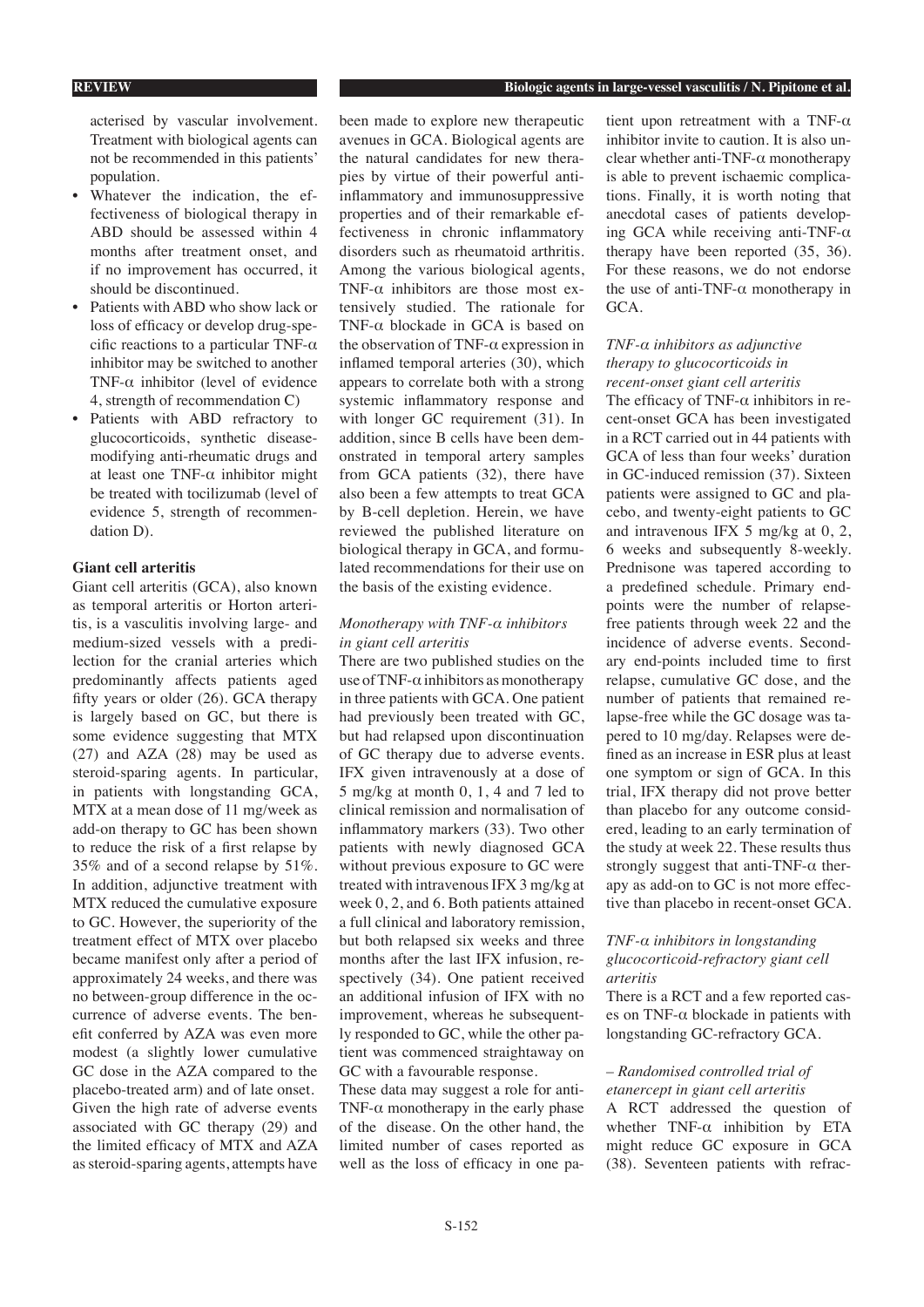acterised by vascular involvement. Treatment with biological agents can not be recommended in this patients' population.

- Whatever the indication, the effectiveness of biological therapy in ABD should be assessed within 4 months after treatment onset, and if no improvement has occurred, it should be discontinued.
- Patients with ABD who show lack or loss of efficacy or develop drug-specific reactions to a particular TNF-α inhibitor may be switched to another TNF-α inhibitor (level of evidence 4, strength of recommendation C)
- Patients with ABD refractory to glucocorticoids, synthetic disease-modifying anti-rheumatic drugs and at least one TNF-α inhibitor might be treated with tocilizumab (level of evidence 5, strength of recommendation D).

## Giant cell arteritis

Giant cell arteritis (GCA), also known as temporal arteritis or Horton arteritis, is a vasculitis involving large- and medium-sized vessels with a predilection for the cranial arteries which predominantly affects patients aged fifty years or older (26). GCA therapy is largely based on GC, but there is some evidence suggesting that MTX (27) and AZA (28) may be used as steroid-sparing agents. In particular, in patients with longstanding GCA, MTX at a mean dose of 11 mg/week as add-on therapy to GC has been shown to reduce the risk of a first relapse by 35% and of a second relapse by 51%. In addition, adjunctive treatment with MTX reduced the cumulative exposure to GC. However, the superiority of the treatment effect of MTX over placebo became manifest only after a period of approximately 24 weeks, and there was no between-group difference in the occurrence of adverse events. The benefit conferred by AZA was even more modest (a slightly lower cumulative GC dose in the AZA compared to the placebo-treated arm) and of late onset. Given the high rate of adverse events associated with GC therapy (29) and the limited efficacy of MTX and AZA as steroid-sparing agents, attempts have been made to explore new therapeutic avenues in GCA. Biological agents are the natural candidates for new therapies by virtue of their powerful anti-inflammatory and immunosuppressive properties and of their remarkable effectiveness in chronic inflammatory disorders such as rheumatoid arthritis. Among the various biological agents, TNF-α inhibitors are those most extensively studied. The rationale for TNF-α blockade in GCA is based on the observation of TNF-α expression in inflamed temporal arteries (30), which appears to correlate both with a strong systemic inflammatory response and with longer GC requirement (31). In addition, since B cells have been demonstrated in temporal artery samples from GCA patients (32), there have also been a few attempts to treat GCA by B-cell depletion. Herein, we have reviewed the published literature on biological therapy in GCA, and formulated recommendations for their use on the basis of the existing evidence.

### *Monotherapy with TNF-α inhibitors in giant cell arteritis*

There are two published studies on the use of TNF-α inhibitors as monotherapy in three patients with GCA. One patient had previously been treated with GC, but had relapsed upon discontinuation of GC therapy due to adverse events. IFX given intravenously at a dose of 5 mg/kg at month 0, 1, 4 and 7 led to clinical remission and normalisation of inflammatory markers (33). Two other patients with newly diagnosed GCA without previous exposure to GC were treated with intravenous IFX 3 mg/kg at week 0, 2, and 6. Both patients attained a full clinical and laboratory remission, but both relapsed six weeks and three months after the last IFX infusion, respectively (34). One patient received an additional infusion of IFX with no improvement, whereas he subsequently responded to GC, while the other patient was commenced straightaway on GC with a favourable response.

These data may suggest a role for anti-TNF-α monotherapy in the early phase of the disease. On the other hand, the limited number of cases reported as well as the loss of efficacy in one patient upon retreatment with a TNF-α inhibitor invite to caution. It is also unclear whether anti-TNF-α monotherapy is able to prevent ischaemic complications. Finally, it is worth noting that anecdotal cases of patients developing GCA while receiving anti-TNF-α therapy have been reported (35, 36). For these reasons, we do not endorse the use of anti-TNF-α monotherapy in GCA.

### *TNF-α inhibitors as adjunctive therapy to glucocorticoids in recent-onset giant cell arteritis*

The efficacy of TNF-α inhibitors in recent-onset GCA has been investigated in a RCT carried out in 44 patients with GCA of less than four weeks' duration in GC-induced remission (37). Sixteen patients were assigned to GC and placebo, and twenty-eight patients to GC and intravenous IFX 5 mg/kg at 0, 2, 6 weeks and subsequently 8-weekly. Prednisone was tapered according to a predefined schedule. Primary end-points were the number of relapse-free patients through week 22 and the incidence of adverse events. Secondary end-points included time to first relapse, cumulative GC dose, and the number of patients that remained relapse-free while the GC dosage was tapered to 10 mg/day. Relapses were defined as an increase in ESR plus at least one symptom or sign of GCA. In this trial, IFX therapy did not prove better than placebo for any outcome considered, leading to an early termination of the study at week 22. These results thus strongly suggest that anti-TNF-α therapy as add-on to GC is not more effective than placebo in recent-onset GCA.

### *TNF-α inhibitors in longstanding glucocorticoid-refractory giant cell arteritis*

There is a RCT and a few reported cases on TNF-α blockade in patients with longstanding GC-refractory GCA.

#### *– Randomised controlled trial of etanercept in giant cell arteritis*

A RCT addressed the question of whether TNF-α inhibition by ETA might reduce GC exposure in GCA (38). Seventeen patients with refrac-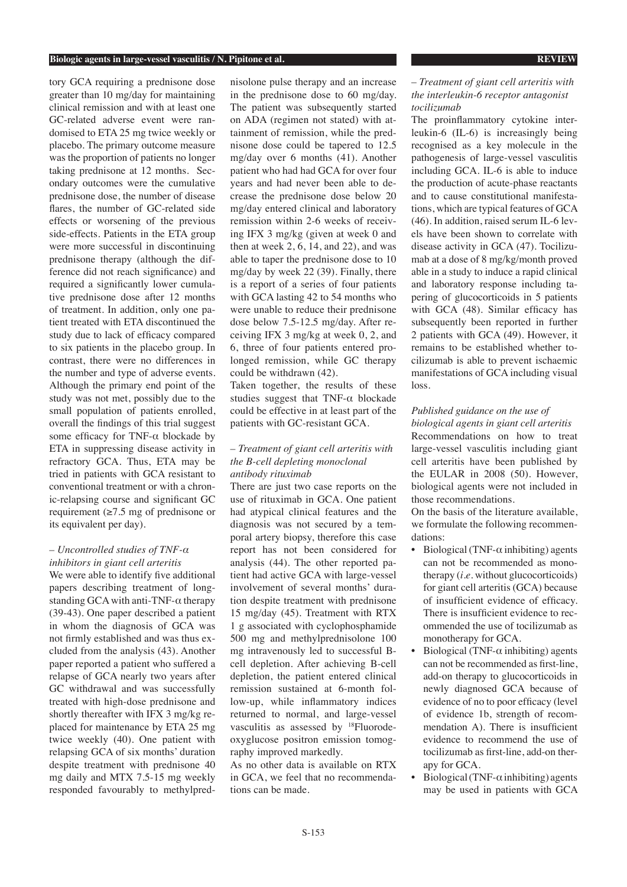tory GCA requiring a prednisone dose greater than 10 mg/day for maintaining clinical remission and with at least one GC-related adverse event were randomised to ETA 25 mg twice weekly or placebo. The primary outcome measure was the proportion of patients no longer taking prednisone at 12 months. Secondary outcomes were the cumulative prednisone dose, the number of disease flares, the number of GC-related side effects or worsening of the previous side-effects. Patients in the ETA group were more successful in discontinuing prednisone therapy (although the difference did not reach significance) and required a significantly lower cumulative prednisone dose after 12 months of treatment. In addition, only one patient treated with ETA discontinued the study due to lack of efficacy compared to six patients in the placebo group. In contrast, there were no differences in the number and type of adverse events. Although the primary end point of the study was not met, possibly due to the small population of patients enrolled, overall the findings of this trial suggest some efficacy for TNF-α blockade by ETA in suppressing disease activity in refractory GCA. Thus, ETA may be tried in patients with GCA resistant to conventional treatment or with a chronic-relapsing course and significant GC requirement (≥7.5 mg of prednisone or its equivalent per day).

*– Uncontrolled studies of TNF-α inhibitors in giant cell arteritis*

We were able to identify five additional papers describing treatment of longstanding GCA with anti-TNF-α therapy (39-43). One paper described a patient in whom the diagnosis of GCA was not firmly established and was thus excluded from the analysis (43). Another paper reported a patient who suffered a relapse of GCA nearly two years after GC withdrawal and was successfully treated with high-dose prednisone and shortly thereafter with IFX 3 mg/kg replaced for maintenance by ETA 25 mg twice weekly (40). One patient with relapsing GCA of six months' duration despite treatment with prednisone 40 mg daily and MTX 7.5-15 mg weekly responded favourably to methylprednisolone pulse therapy and an increase in the prednisone dose to 60 mg/day. The patient was subsequently started on ADA (regimen not stated) with attainment of remission, while the prednisone dose could be tapered to 12.5 mg/day over 6 months (41). Another patient who had had GCA for over four years and had never been able to decrease the prednisone dose below 20 mg/day entered clinical and laboratory remission within 2-6 weeks of receiving IFX 3 mg/kg (given at week 0 and then at week 2, 6, 14, and 22), and was able to taper the prednisone dose to 10 mg/day by week 22 (39). Finally, there is a report of a series of four patients with GCA lasting 42 to 54 months who were unable to reduce their prednisone dose below 7.5-12.5 mg/day. After receiving IFX 3 mg/kg at week 0, 2, and 6, three of four patients entered prolonged remission, while GC therapy could be withdrawn (42).

Taken together, the results of these studies suggest that TNF-α blockade could be effective in at least part of the patients with GC-resistant GCA.

*– Treatment of giant cell arteritis with the B-cell depleting monoclonal antibody rituximab*

There are just two case reports on the use of rituximab in GCA. One patient had atypical clinical features and the diagnosis was not secured by a temporal artery biopsy, therefore this case report has not been considered for analysis (44). The other reported patient had active GCA with large-vessel involvement of several months' duration despite treatment with prednisone 15 mg/day (45). Treatment with RTX 1 g associated with cyclophosphamide 500 mg and methylprednisolone 100 mg intravenously led to successful B-cell depletion. After achieving B-cell depletion, the patient entered clinical remission sustained at 6-month follow-up, while inflammatory indices returned to normal, and large-vessel vasculitis as assessed by [18]Fluorodeoxyglucose positron emission tomography improved markedly.

As no other data is available on RTX in GCA, we feel that no recommendations can be made.

*– Treatment of giant cell arteritis with the interleukin-6 receptor antagonist tocilizumab*

The proinflammatory cytokine interleukin-6 (IL-6) is increasingly being recognised as a key molecule in the pathogenesis of large-vessel vasculitis including GCA. IL-6 is able to induce the production of acute-phase reactants and to cause constitutional manifestations, which are typical features of GCA (46). In addition, raised serum IL-6 levels have been shown to correlate with disease activity in GCA (47). Tocilizumab at a dose of 8 mg/kg/month proved able in a study to induce a rapid clinical and laboratory response including tapering of glucocorticoids in 5 patients with GCA (48). Similar efficacy has subsequently been reported in further 2 patients with GCA (49). However, it remains to be established whether tocilizumab is able to prevent ischaemic manifestations of GCA including visual loss.

*Published guidance on the use of biological agents in giant cell arteritis*

Recommendations on how to treat large-vessel vasculitis including giant cell arteritis have been published by the EULAR in 2008 (50). However, biological agents were not included in those recommendations.

On the basis of the literature available, we formulate the following recommendations:

- Biological (TNF-α inhibiting) agents can not be recommended as monotherapy (*i.e.* without glucocorticoids) for giant cell arteritis (GCA) because of insufficient evidence of efficacy. There is insufficient evidence to recommended the use of tocilizumab as monotherapy for GCA.
- Biological (TNF-α inhibiting) agents can not be recommended as first-line, add-on therapy to glucocorticoids in newly diagnosed GCA because of evidence of no to poor efficacy (level of evidence 1b, strength of recommendation A). There is insufficient evidence to recommend the use of tocilizumab as first-line, add-on therapy for GCA.
- Biological (TNF-α inhibiting) agents may be used in patients with GCA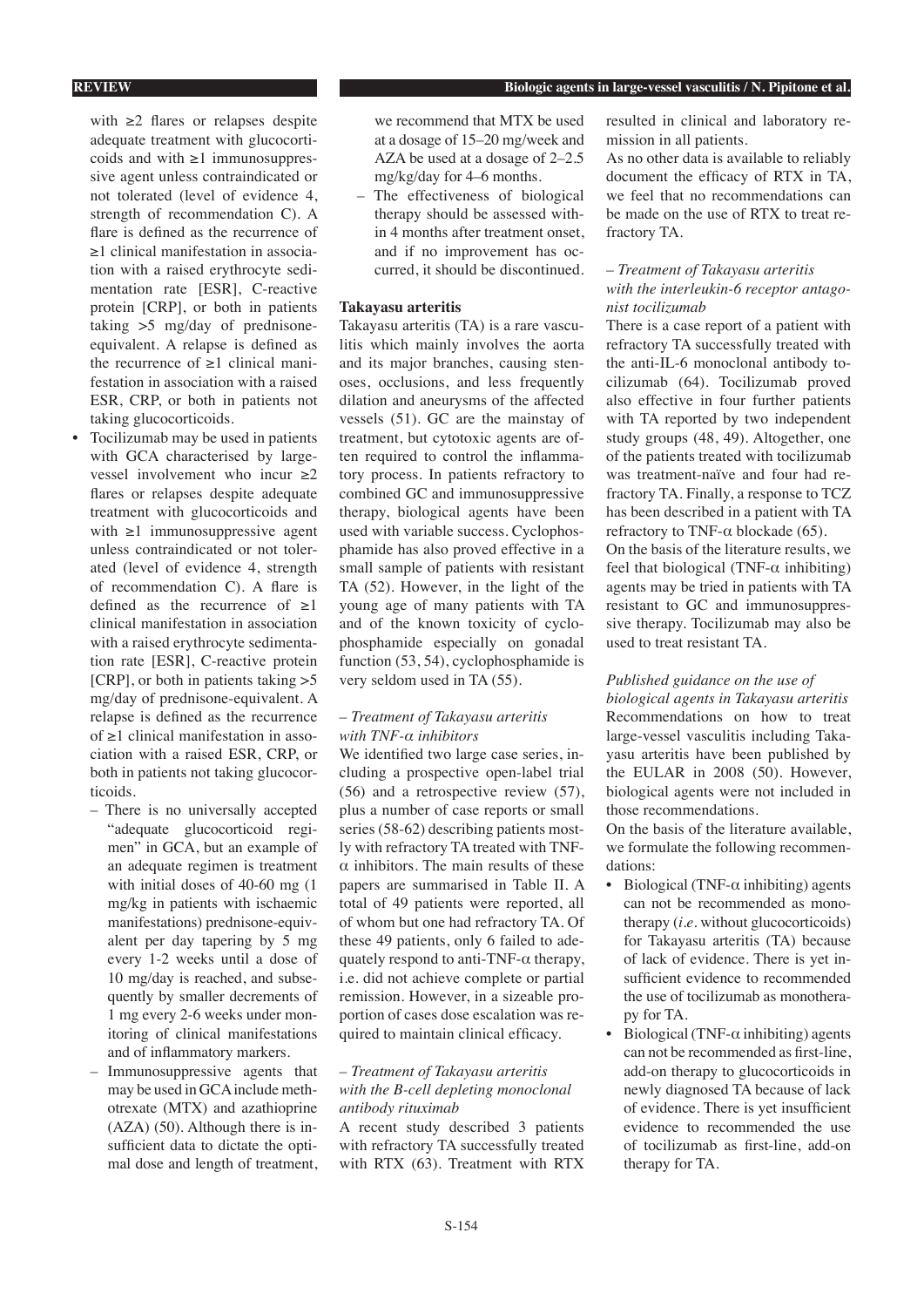with ≥2 flares or relapses despite adequate treatment with glucocorticoids and with ≥1 immunosuppressive agent unless contraindicated or not tolerated (level of evidence 4, strength of recommendation C). A flare is defined as the recurrence of ≥1 clinical manifestation in association with a raised erythrocyte sedimentation rate [ESR], C-reactive protein [CRP], or both in patients taking >5 mg/day of prednisone-equivalent. A relapse is defined as the recurrence of ≥1 clinical manifestation in association with a raised ESR, CRP, or both in patients not taking glucocorticoids.

- Tocilizumab may be used in patients with GCA characterised by large-vessel involvement who incur ≥2 flares or relapses despite adequate treatment with glucocorticoids and with ≥1 immunosuppressive agent unless contraindicated or not tolerated (level of evidence 4, strength of recommendation C). A flare is defined as the recurrence of ≥1 clinical manifestation in association with a raised erythrocyte sedimentation rate [ESR], C-reactive protein [CRP], or both in patients taking >5 mg/day of prednisone-equivalent. A relapse is defined as the recurrence of ≥1 clinical manifestation in association with a raised ESR, CRP, or both in patients not taking glucocorticoids.
  - There is no universally accepted "adequate glucocorticoid regimen" in GCA, but an example of an adequate regimen is treatment with initial doses of 40-60 mg (1 mg/kg in patients with ischaemic manifestations) prednisone-equivalent per day tapering by 5 mg every 1-2 weeks until a dose of 10 mg/day is reached, and subsequently by smaller decrements of 1 mg every 2-6 weeks under monitoring of clinical manifestations and of inflammatory markers.
  - Immunosuppressive agents that may be used in GCA include methotrexate (MTX) and azathioprine (AZA) (50). Although there is insufficient data to dictate the optimal dose and length of treatment, we recommend that MTX be used at a dosage of 15–20 mg/week and AZA be used at a dosage of 2–2.5 mg/kg/day for 4–6 months.
  - The effectiveness of biological therapy should be assessed within 4 months after treatment onset, and if no improvement has occurred, it should be discontinued.

**Takayasu arteritis**

Takayasu arteritis (TA) is a rare vasculitis which mainly involves the aorta and its major branches, causing stenoses, occlusions, and less frequently dilation and aneurysms of the affected vessels (51). GC are the mainstay of treatment, but cytotoxic agents are often required to control the inflammatory process. In patients refractory to combined GC and immunosuppressive therapy, biological agents have been used with variable success. Cyclophosphamide has also proved effective in a small sample of patients with resistant TA (52). However, in the light of the young age of many patients with TA and of the known toxicity of cyclophosphamide especially on gonadal function (53, 54), cyclophosphamide is very seldom used in TA (55).

*– Treatment of Takayasu arteritis with TNF-α inhibitors*

We identified two large case series, including a prospective open-label trial (56) and a retrospective review (57), plus a number of case reports or small series (58-62) describing patients mostly with refractory TA treated with TNF-α inhibitors. The main results of these papers are summarised in Table II. A total of 49 patients were reported, all of whom but one had refractory TA. Of these 49 patients, only 6 failed to adequately respond to anti-TNF-α therapy, i.e. did not achieve complete or partial remission. However, in a sizeable proportion of cases dose escalation was required to maintain clinical efficacy.

*– Treatment of Takayasu arteritis with the B-cell depleting monoclonal antibody rituximab*

A recent study described 3 patients with refractory TA successfully treated with RTX (63). Treatment with RTX resulted in clinical and laboratory remission in all patients.

As no other data is available to reliably document the efficacy of RTX in TA, we feel that no recommendations can be made on the use of RTX to treat refractory TA.

*– Treatment of Takayasu arteritis with the interleukin-6 receptor antagonist tocilizumab*

There is a case report of a patient with refractory TA successfully treated with the anti-IL-6 monoclonal antibody tocilizumab (64). Tocilizumab proved also effective in four further patients with TA reported by two independent study groups (48, 49). Altogether, one of the patients treated with tocilizumab was treatment-naïve and four had refractory TA. Finally, a response to TCZ has been described in a patient with TA refractory to TNF-α blockade (65).

On the basis of the literature results, we feel that biological (TNF-α inhibiting) agents may be tried in patients with TA resistant to GC and immunosuppressive therapy. Tocilizumab may also be used to treat resistant TA.

*Published guidance on the use of biological agents in Takayasu arteritis*

Recommendations on how to treat large-vessel vasculitis including Takayasu arteritis have been published by the EULAR in 2008 (50). However, biological agents were not included in those recommendations.

On the basis of the literature available, we formulate the following recommendations:

- Biological (TNF-α inhibiting) agents can not be recommended as monotherapy (*i.e.* without glucocorticoids) for Takayasu arteritis (TA) because of lack of evidence. There is yet insufficient evidence to recommended the use of tocilizumab as monotherapy for TA.
- Biological (TNF-α inhibiting) agents can not be recommended as first-line, add-on therapy to glucocorticoids in newly diagnosed TA because of lack of evidence. There is yet insufficient evidence to recommended the use of tocilizumab as first-line, add-on therapy for TA.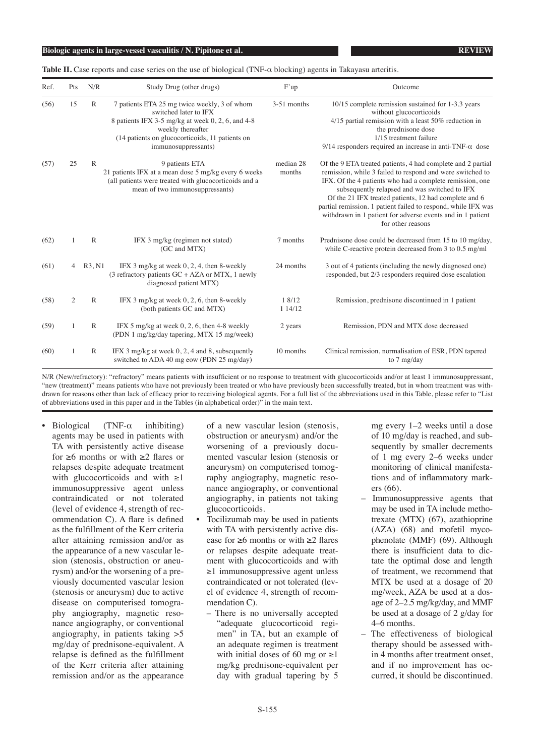**Table II.** Case reports and case series on the use of biological (TNF-α blocking) agents in Takayasu arteritis.

| Ref. | Pts | N/R | Study Drug (other drugs) | F'up | Outcome |
|---|---|---|---|---|---|
| (56) | 15 | R | 7 patients ETA 25 mg twice weekly, 3 of whom switched later to IFX<br>8 patients IFX 3-5 mg/kg at week 0, 2, 6, and 4-8 weekly thereafter<br>(14 patients on glucocorticoids, 11 patients on immunosuppressants) | 3-51 months | 10/15 complete remission sustained for 1-3.3 years without glucocorticoids<br>4/15 partial remission with a least 50% reduction in the prednisone dose<br>1/15 treatment failure<br>9/14 responders required an increase in anti-TNF-α dose |
| (57) | 25 | R | 9 patients ETA<br>21 patients IFX at a mean dose 5 mg/kg every 6 weeks<br>(all patients were treated with glucocorticoids and a mean of two immunosuppressants) | median 28 months | Of the 9 ETA treated patients, 4 had complete and 2 partial remission, while 3 failed to respond and were switched to IFX. Of the 4 patients who had a complete remission, one subsequently relapsed and was switched to IFX<br>Of the 21 IFX treated patients, 12 had complete and 6 partial remission. 1 patient failed to respond, while IFX was withdrawn in 1 patient for adverse events and in 1 patient for other reasons |
| (62) | 1 | R | IFX 3 mg/kg (regimen not stated)<br>(GC and MTX) | 7 months | Prednisone dose could be decreased from 15 to 10 mg/day, while C-reactive protein decreased from 3 to 0.5 mg/ml |
| (61) | 4 | R3, N1 | IFX 3 mg/kg at week 0, 2, 4, then 8-weekly<br>(3 refractory patients GC + AZA or MTX, 1 newly diagnosed patient MTX) | 24 months | 3 out of 4 patients (including the newly diagnosed one) responded, but 2/3 responders required dose escalation |
| (58) | 2 | R | IFX 3 mg/kg at week 0, 2, 6, then 8-weekly<br>(both patients GC and MTX) | 1 8/12<br>1 14/12 | Remission, prednisone discontinued in 1 patient |
| (59) | 1 | R | IFX 5 mg/kg at week 0, 2, 6, then 4-8 weekly<br>(PDN 1 mg/kg/day tapering, MTX 15 mg/week) | 2 years | Remission, PDN and MTX dose decreased |
| (60) | 1 | R | IFX 3 mg/kg at week 0, 2, 4 and 8, subsequently switched to ADA 40 mg eow (PDN 25 mg/day) | 10 months | Clinical remission, normalisation of ESR, PDN tapered to 7 mg/day |

N/R (New/refractory): "refractory" means patients with insufficient or no response to treatment with glucocorticoids and/or at least 1 immunosuppressant, "new (treatment)" means patients who have not previously been treated or who have previously been successfully treated, but in whom treatment was withdrawn for reasons other than lack of efficacy prior to receiving biological agents. For a full list of the abbreviations used in this Table, please refer to "List of abbreviations used in this paper and in the Tables (in alphabetical order)" in the main text.

- Biological (TNF-α inhibiting) agents may be used in patients with TA with persistently active disease for ≥6 months or with ≥2 flares or relapses despite adequate treatment with glucocorticoids and with ≥1 immunosuppressive agent unless contraindicated or not tolerated (level of evidence 4, strength of recommendation C). A flare is defined as the fulfillment of the Kerr criteria after attaining remission and/or as the appearance of a new vascular lesion (stenosis, obstruction or aneurysm) and/or the worsening of a previously documented vascular lesion (stenosis or aneurysm) due to active disease on computerised tomography angiography, magnetic resonance angiography, or conventional angiography, in patients taking >5 mg/day of prednisone-equivalent. A relapse is defined as the fulfillment of the Kerr criteria after attaining remission and/or as the appearance of a new vascular lesion (stenosis, obstruction or aneurysm) and/or the worsening of a previously documented vascular lesion (stenosis or aneurysm) on computerised tomography angiography, magnetic resonance angiography, or conventional angiography, in patients not taking glucocorticoids.
- Tocilizumab may be used in patients with TA with persistently active disease for ≥6 months or with ≥2 flares or relapses despite adequate treatment with glucocorticoids and with ≥1 immunosuppressive agent unless contraindicated or not tolerated (level of evidence 4, strength of recommendation C).
  - There is no universally accepted "adequate glucocorticoid regimen" in TA, but an example of an adequate regimen is treatment with initial doses of 60 mg or ≥1 mg/kg prednisone-equivalent per day with gradual tapering by 5 mg every 1–2 weeks until a dose of 10 mg/day is reached, and subsequently by smaller decrements of 1 mg every 2–6 weeks under monitoring of clinical manifestations and of inflammatory markers (66).
  - Immunosuppressive agents that may be used in TA include methotrexate (MTX) (67), azathioprine (AZA) (68) and mofetil mycophenolate (MMF) (69). Although there is insufficient data to dictate the optimal dose and length of treatment, we recommend that MTX be used at a dosage of 20 mg/week, AZA be used at a dosage of 2–2.5 mg/kg/day, and MMF be used at a dosage of 2 g/day for 4–6 months.
  - The effectiveness of biological therapy should be assessed within 4 months after treatment onset, and if no improvement has occurred, it should be discontinued.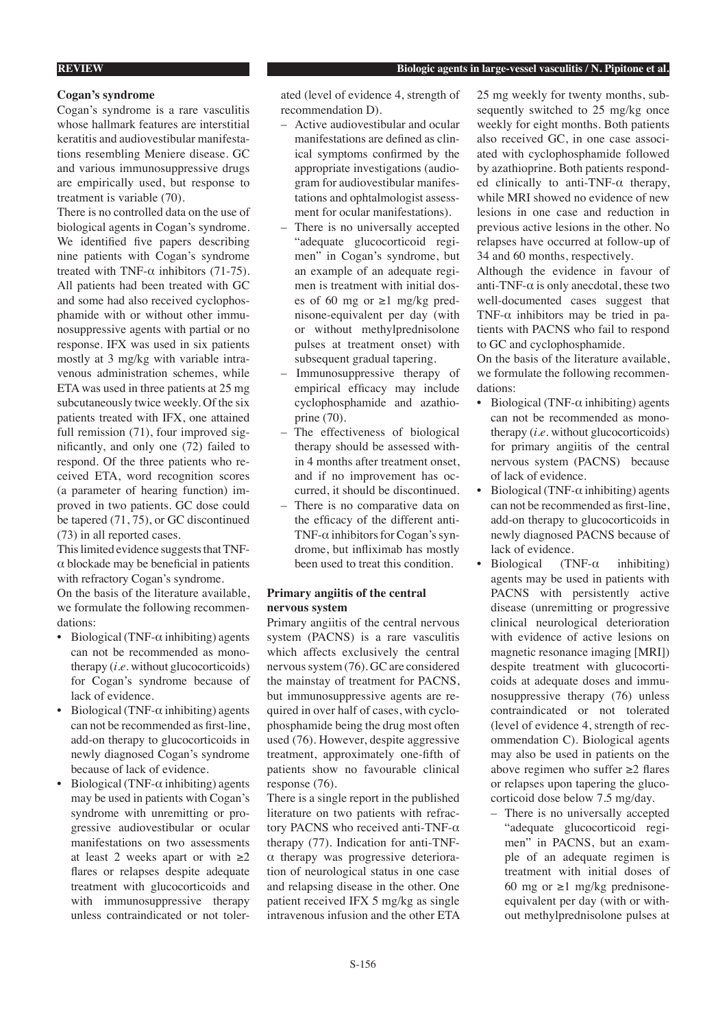### Cogan's syndrome

Cogan's syndrome is a rare vasculitis whose hallmark features are interstitial keratitis and audiovestibular manifestations resembling Meniere disease. GC and various immunosuppressive drugs are empirically used, but response to treatment is variable (70).

There is no controlled data on the use of biological agents in Cogan's syndrome. We identified five papers describing nine patients with Cogan's syndrome treated with TNF-α inhibitors (71-75). All patients had been treated with GC and some had also received cyclophosphamide with or without other immunosuppressive agents with partial or no response. IFX was used in six patients mostly at 3 mg/kg with variable intravenous administration schemes, while ETA was used in three patients at 25 mg subcutaneously twice weekly. Of the six patients treated with IFX, one attained full remission (71), four improved significantly, and only one (72) failed to respond. Of the three patients who received ETA, word recognition scores (a parameter of hearing function) improved in two patients. GC dose could be tapered (71, 75), or GC discontinued (73) in all reported cases.

This limited evidence suggests that TNF-α blockade may be beneficial in patients with refractory Cogan's syndrome.

On the basis of the literature available, we formulate the following recommendations:

- Biological (TNF-α inhibiting) agents can not be recommended as monotherapy (*i.e.* without glucocorticoids) for Cogan's syndrome because of lack of evidence.
- Biological (TNF-α inhibiting) agents can not be recommended as first-line, add-on therapy to glucocorticoids in newly diagnosed Cogan's syndrome because of lack of evidence.
- Biological (TNF-α inhibiting) agents may be used in patients with Cogan's syndrome with unremitting or progressive audiovestibular or ocular manifestations on two assessments at least 2 weeks apart or with ≥2 flares or relapses despite adequate treatment with glucocorticoids and with immunosuppressive therapy unless contraindicated or not tolerated (level of evidence 4, strength of recommendation D).
  - Active audiovestibular and ocular manifestations are defined as clinical symptoms confirmed by the appropriate investigations (audiogram for audiovestibular manifestations and ophtalmologist assessment for ocular manifestations).
  - There is no universally accepted "adequate glucocorticoid regimen" in Cogan's syndrome, but an example of an adequate regimen is treatment with initial doses of 60 mg or ≥1 mg/kg prednisone-equivalent per day (with or without methylprednisolone pulses at treatment onset) with subsequent gradual tapering.
  - Immunosuppressive therapy of empirical efficacy may include cyclophosphamide and azathioprine (70).
  - The effectiveness of biological therapy should be assessed within 4 months after treatment onset, and if no improvement has occurred, it should be discontinued.
  - There is no comparative data on the efficacy of the different anti-TNF-α inhibitors for Cogan's syndrome, but infliximab has mostly been used to treat this condition.

### Primary angiitis of the central nervous system

Primary angiitis of the central nervous system (PACNS) is a rare vasculitis which affects exclusively the central nervous system (76). GC are considered the mainstay of treatment for PACNS, but immunosuppressive agents are required in over half of cases, with cyclophosphamide being the drug most often used (76). However, despite aggressive treatment, approximately one-fifth of patients show no favourable clinical response (76).

There is a single report in the published literature on two patients with refractory PACNS who received anti-TNF-α therapy (77). Indication for anti-TNF-α therapy was progressive deterioration of neurological status in one case and relapsing disease in the other. One patient received IFX 5 mg/kg as single intravenous infusion and the other ETA 25 mg weekly for twenty months, subsequently switched to 25 mg/kg once weekly for eight months. Both patients also received GC, in one case associated with cyclophosphamide followed by azathioprine. Both patients responded clinically to anti-TNF-α therapy, while MRI showed no evidence of new lesions in one case and reduction in previous active lesions in the other. No relapses have occurred at follow-up of 34 and 60 months, respectively.

Although the evidence in favour of anti-TNF-α is only anecdotal, these two well-documented cases suggest that TNF-α inhibitors may be tried in patients with PACNS who fail to respond to GC and cyclophosphamide.

On the basis of the literature available, we formulate the following recommendations:

- Biological (TNF-α inhibiting) agents can not be recommended as monotherapy (*i.e.* without glucocorticoids) for primary angiitis of the central nervous system (PACNS) because of lack of evidence.
- Biological (TNF-α inhibiting) agents can not be recommended as first-line, add-on therapy to glucocorticoids in newly diagnosed PACNS because of lack of evidence.
- Biological (TNF-α inhibiting) agents may be used in patients with PACNS with persistently active disease (unremitting or progressive clinical neurological deterioration with evidence of active lesions on magnetic resonance imaging [MRI]) despite treatment with glucocorticoids at adequate doses and immunosuppressive therapy (76) unless contraindicated or not tolerated (level of evidence 4, strength of recommendation C). Biological agents may also be used in patients on the above regimen who suffer ≥2 flares or relapses upon tapering the glucocorticoid dose below 7.5 mg/day.
  - There is no universally accepted "adequate glucocorticoid regimen" in PACNS, but an example of an adequate regimen is treatment with initial doses of 60 mg or ≥1 mg/kg prednisone-equivalent per day (with or without methylprednisolone pulses at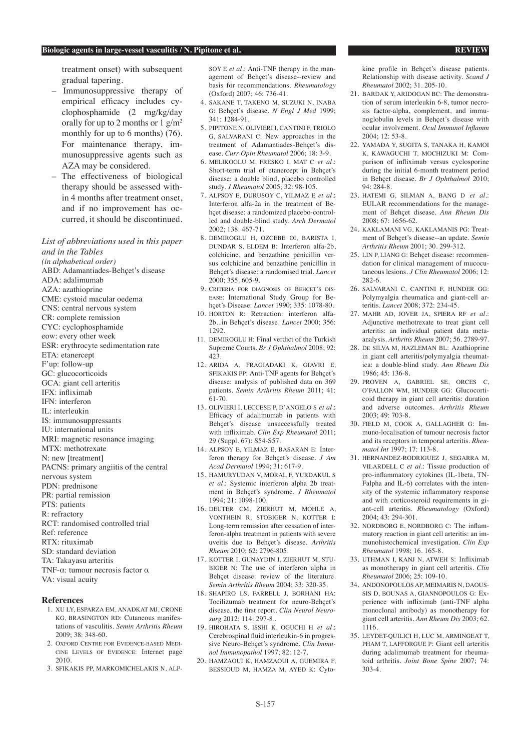treatment onset) with subsequent gradual tapering.

- Immunosuppressive therapy of empirical efficacy includes cyclophosphamide (2 mg/kg/day orally for up to 2 months or 1 g/m$^2$ monthly for up to 6 months) (76). For maintenance therapy, immunosuppressive agents such as AZA may be considered.
- The effectiveness of biological therapy should be assessed within 4 months after treatment onset, and if no improvement has occurred, it should be discontinued.

*List of abbreviations used in this paper and in the Tables*
*(in alphabetical order)*

ABD: Adamantiades-Behçet's disease
ADA: adalimumab
AZA: azathioprine
CME: cystoid macular oedema
CNS: central nervous system
CR: complete remission
CYC: cyclophosphamide
eow: every other week
ESR: erythrocyte sedimentation rate
ETA: etanercept
F'up: follow-up
GC: glucocorticoids
GCA: giant cell arteritis
IFX: infliximab
IFN: interferon
IL: interleukin
IS: immunosuppressants
IU: international units
MRI: magnetic resonance imaging
MTX: methotrexate
N: new [treatment]
PACNS: primary angiitis of the central nervous system
PDN: prednisone
PR: partial remission
PTS: patients
R: refractory
RCT: randomised controlled trial
Ref: reference
RTX: rituximab
SD: standard deviation
TA: Takayasu arteritis
TNF-α: tumour necrosis factor α
VA: visual acuity

## References

1. XU LY, ESPARZA EM, ANADKAT MJ, CRONE KG, BRASINGTON RD: Cutaneous manifestations of vasculitis. *Semin Arthritis Rheum* 2009; 38: 348-60.
2. OXFORD CENTRE FOR EVIDENCE-BASED MEDICINE LEVELS OF EVIDENCE: Internet page 2010.
3. SFIKAKIS PP, MARKOMICHELAKIS N, ALPSOY E *et al.*: Anti-TNF therapy in the management of Behçet's disease--review and basis for recommendations. *Rheumatology* (Oxford) 2007; 46: 736-41.
4. SAKANE T, TAKENO M, SUZUKI N, INABA G: Behçet's disease. *N Engl J Med* 1999; 341: 1284-91.
5. PIPITONE N, OLIVIERI I, CANTINI F, TRIOLO G, SALVARANI C: New approaches in the treatment of Adamantiades-Behçet's disease. *Curr Opin Rheumatol* 2006; 18: 3-9.
6. MELIKOGLU M, FRESKO I, MAT C *et al.*: Short-term trial of etanercept in Behçet's disease: a double blind, placebo controlled study. *J Rheumatol* 2005; 32: 98-105.
7. ALPSOY E, DURUSOY C, YILMAZ E *et al.*: Interferon alfa-2a in the treatment of Behçet disease: a randomized placebo-controlled and double-blind study. *Arch Dermatol* 2002; 138: 467-71.
8. DEMIROGLU H, OZCEBE OI, BARISTA I, DUNDAR S, ELDEM B: Interferon alfa-2b, colchicine, and benzathine penicillin versus colchicine and benzathine penicillin in Behçet's disease: a randomised trial. *Lancet* 2000; 355. 605-9.
9. CRITERIA FOR DIAGNOSIS OF BEHÇET'S DISEASE: International Study Group for Behçet's Disease: *Lancet* 1990; 335: 1078-80.
10. HORTON R: Retraction: interferon alfa-2b...in Behçet's disease. *Lancet* 2000; 356: 1292.
11. DEMIROGLU H: Final verdict of the Turkish Supreme Courts. *Br J Ophthalmol* 2008; 92: 423.
12. ARIDA A, FRAGIADAKI K, GIAVRI E, SFIKAKIS PP: Anti-TNF agents for Behçet's disease: analysis of published data on 369 patients. *Semin Arthritis Rheum* 2011; 41: 61-70.
13. OLIVIERI I, LECCESE P, D'ANGELO S *et al.*: Efficacy of adalimumab in patients with Behçet's disease unsuccessfully treated with infliximab. *Clin Exp Rheumatol* 2011; 29 (Suppl. 67): S54-S57.
14. ALPSOY E, YILMAZ E, BASARAN E: Interferon therapy for Behçet's disease. *J Am Acad Dermatol* 1994; 31: 617-9.
15. HAMURYUDAN V, MORAL F, YURDAKUL S *et al.*: Systemic interferon alpha 2b treatment in Behçet's syndrome. *J Rheumatol* 1994; 21: 1098-100.
16. DEUTER CM, ZIERHUT M, MOHLE A, VONTHEIN R, STOBIGER N, KOTTER I: Long-term remission after cessation of interferon-alpha treatment in patients with severe uveitis due to Behçet's disease. *Arthritis Rheum* 2010; 62: 2796-805.
17. KOTTER I, GUNAYDIN I, ZIERHUT M, STUBIGER N: The use of interferon alpha in Behçet disease: review of the literature. *Semin Arthritis Rheum* 2004; 33: 320-35.
18. SHAPIRO LS, FARRELL J, BORHANI HA: Tocilizumab treatment for neuro-Behçet's disease, the first report. *Clin Neurol Neurosurg* 2012; 114: 297-8..
19. HIROHATA S, ISSHI K, OGUCHI H *et al.*: Cerebrospinal fluid interleukin-6 in progressive Neuro-Behçet's syndrome. *Clin Immunol Immunopathol* 1997; 82: 12-7.
20. HAMZAOUI K, HAMZAOUI A, GUEMIRA F, BESSIOUD M, HAMZA M, AYED K: Cytokine profile in Behçet's disease patients. Relationship with disease activity. *Scand J Rheumatol* 2002; 31. 205-10.
21. BARDAK Y, ARIDOGAN BC: The demonstration of serum interleukin 6-8, tumor necrosis factor-alpha, complement, and immunoglobulin levels in Behçet's disease with ocular involvement. *Ocul Immunol Inflamm* 2004; 12: 53-8.
22. YAMADA Y, SUGITA S, TANAKA H, KAMOI K, KAWAGUCHI T, MOCHIZUKI M: Comparison of infliximab versus cyclosporine during the initial 6-month treatment period in Behçet disease. *Br J Ophthalmol* 2010; 94: 284-8.
23. HATEMI G, SILMAN A, BANG D *et al.*: EULAR recommendations for the management of Behçet disease. *Ann Rheum Dis* 2008; 67: 1656-62.
24. KAKLAMANI VG, KAKLAMANIS PG: Treatment of Behçet's disease--an update. *Semin Arthritis Rheum* 2001; 30. 299-312.
25. LIN P, LIANG G: Behçet disease: recommendation for clinical management of mucocutaneous lesions. *J Clin Rheumatol* 2006; 12: 282-6.
26. SALVARANI C, CANTINI F, HUNDER GG: Polymyalgia rheumatica and giant-cell arteritis. *Lancet* 2008; 372: 234-45.
27. MAHR AD, JOVER JA, SPIERA RF *et al.*: Adjunctive methotrexate to treat giant cell arteritis: an individual patient data meta-analysis. *Arthritis Rheum* 2007; 56. 2789-97.
28. DE SILVA M, HAZLEMAN BL: Azathioprine in giant cell arteritis/polymyalgia rheumatica: a double-blind study. *Ann Rheum Dis* 1986; 45: 136-8.
29. PROVEN A, GABRIEL SE, ORCES C, O'FALLON WM, HUNDER GG: Glucocorticoid therapy in giant cell arteritis: duration and adverse outcomes. *Arthritis Rheum* 2003; 49: 703-8.
30. FIELD M, COOK A, GALLAGHER G: Immuno-localisation of tumour necrosis factor and its receptors in temporal arteritis. *Rheumatol Int* 1997; 17: 113-8.
31. HERNANDEZ-RODRIGUEZ J, SEGARRA M, VILARDELL C *et al.*: Tissue production of pro-inflammatory cytokines (IL-1beta, TNFalpha and IL-6) correlates with the intensity of the systemic inflammatory response and with corticosteroid requirements in giant-cell arteritis. *Rheumatology* (Oxford) 2004; 43: 294-301.
32. NORDBORG E, NORDBORG C: The inflammatory reaction in giant cell arteritis: an immunohistochemical investigation. *Clin Exp Rheumatol* 1998; 16. 165-8.
33. UTHMAN I, KANJ N, ATWEH S: Infliximab as monotherapy in giant cell arteritis. *Clin Rheumatol* 2006; 25: 109-10.
34. ANDONOPOULOS AP, MEIMARIS N, DAOUSSIS D, BOUNAS A, GIANNOPOULOS G: Experience with infliximab (anti-TNF alpha monoclonal antibody) as monotherapy for giant cell arteritis. *Ann Rheum Dis* 2003; 62. 1116.
35. LEYDET-QUILICI H, LUC M, ARMINGEAT T, PHAM T, LAFFORGUE P: Giant cell arteritis during adalimumab treatment for rheumatoid arthritis. *Joint Bone Spine* 2007; 74: 303-4.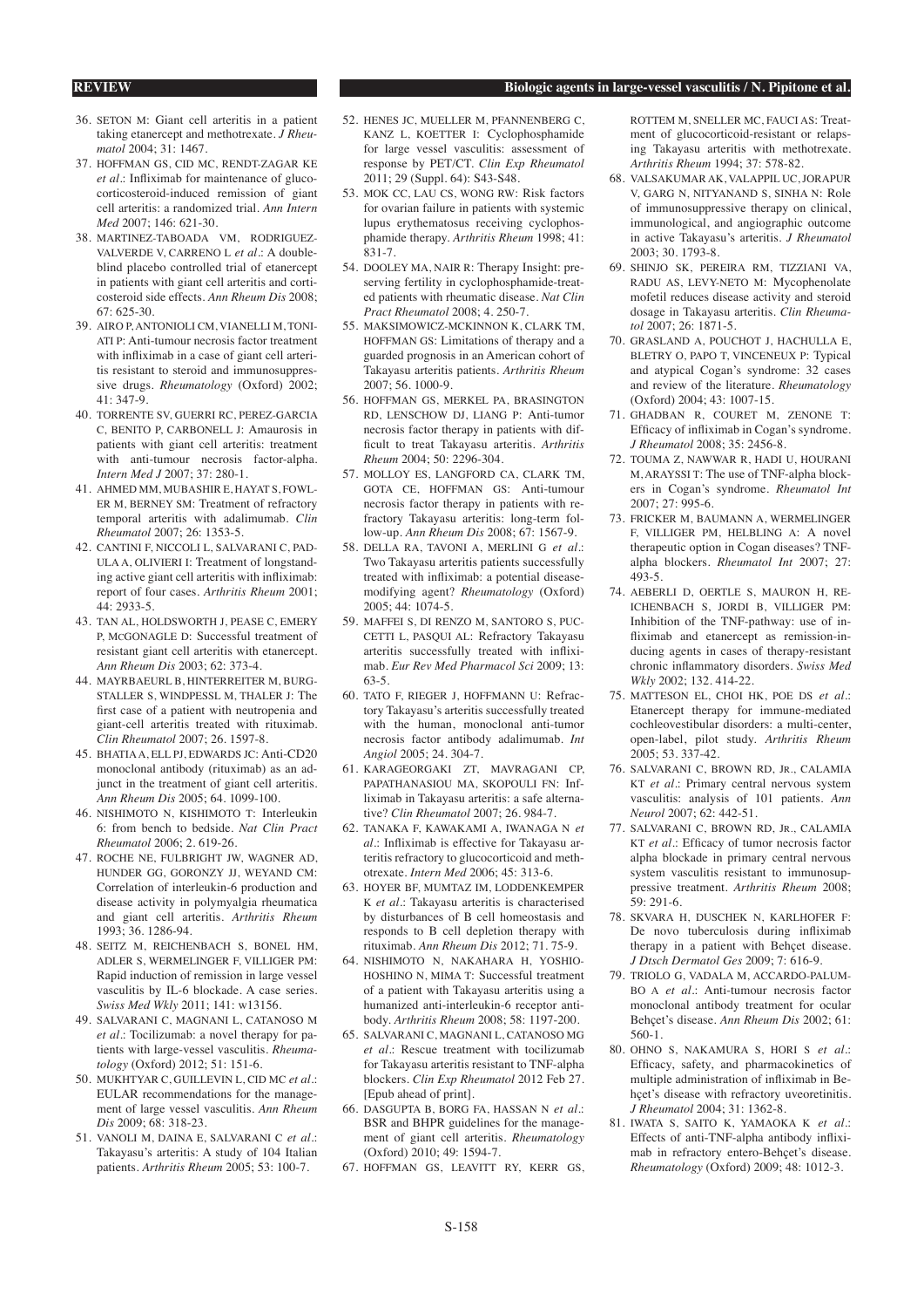36. SETON M: Giant cell arteritis in a patient taking etanercept and methotrexate. *J Rheumatol* 2004; 31: 1467.
37. HOFFMAN GS, CID MC, RENDT-ZAGAR KE *et al.*: Infliximab for maintenance of glucocorticosteroid-induced remission of giant cell arteritis: a randomized trial. *Ann Intern Med* 2007; 146: 621-30.
38. MARTINEZ-TABOADA VM, RODRIGUEZ-VALVERDE V, CARRENO L *et al.*: A double-blind placebo controlled trial of etanercept in patients with giant cell arteritis and corticosteroid side effects. *Ann Rheum Dis* 2008; 67: 625-30.
39. AIRO P, ANTONIOLI CM, VIANELLI M, TONIATI P: Anti-tumour necrosis factor treatment with infliximab in a case of giant cell arteritis resistant to steroid and immunosuppressive drugs. *Rheumatology* (Oxford) 2002; 41: 347-9.
40. TORRENTE SV, GUERRI RC, PEREZ-GARCIA C, BENITO P, CARBONELL J: Amaurosis in patients with giant cell arteritis: treatment with anti-tumour necrosis factor-alpha. *Intern Med J* 2007; 37: 280-1.
41. AHMED MM, MUBASHIR E, HAYAT S, FOWLER M, BERNEY SM: Treatment of refractory temporal arteritis with adalimumab. *Clin Rheumatol* 2007; 26: 1353-5.
42. CANTINI F, NICCOLI L, SALVARANI C, PADULA A, OLIVIERI I: Treatment of longstanding active giant cell arteritis with infliximab: report of four cases. *Arthritis Rheum* 2001; 44: 2933-5.
43. TAN AL, HOLDSWORTH J, PEASE C, EMERY P, MCGONAGLE D: Successful treatment of resistant giant cell arteritis with etanercept. *Ann Rheum Dis* 2003; 62: 373-4.
44. MAYRBAEURL B, HINTERREITER M, BURGSTALLER S, WINDPESSL M, THALER J: The first case of a patient with neutropenia and giant-cell arteritis treated with rituximab. *Clin Rheumatol* 2007; 26. 1597-8.
45. BHATIA A, ELL PJ, EDWARDS JC: Anti-CD20 monoclonal antibody (rituximab) as an adjunct in the treatment of giant cell arteritis. *Ann Rheum Dis* 2005; 64. 1099-100.
46. NISHIMOTO N, KISHIMOTO T: Interleukin 6: from bench to bedside. *Nat Clin Pract Rheumatol* 2006; 2. 619-26.
47. ROCHE NE, FULBRIGHT JW, WAGNER AD, HUNDER GG, GORONZY JJ, WEYAND CM: Correlation of interleukin-6 production and disease activity in polymyalgia rheumatica and giant cell arteritis. *Arthritis Rheum* 1993; 36. 1286-94.
48. SEITZ M, REICHENBACH S, BONEL HM, ADLER S, WERMELINGER F, VILLIGER PM: Rapid induction of remission in large vessel vasculitis by IL-6 blockade. A case series. *Swiss Med Wkly* 2011; 141: w13156.
49. SALVARANI C, MAGNANI L, CATANOSO M *et al.*: Tocilizumab: a novel therapy for patients with large-vessel vasculitis. *Rheumatology* (Oxford) 2012; 51: 151-6.
50. MUKHTYAR C, GUILLEVIN L, CID MC *et al.*: EULAR recommendations for the management of large vessel vasculitis. *Ann Rheum Dis* 2009; 68: 318-23.
51. VANOLI M, DAINA E, SALVARANI C *et al.*: Takayasu's arteritis: A study of 104 Italian patients. *Arthritis Rheum* 2005; 53: 100-7.
52. HENES JC, MUELLER M, PFANNENBERG C, KANZ L, KOETTER I: Cyclophosphamide for large vessel vasculitis: assessment of response by PET/CT. *Clin Exp Rheumatol* 2011; 29 (Suppl. 64): S43-S48.
53. MOK CC, LAU CS, WONG RW: Risk factors for ovarian failure in patients with systemic lupus erythematosus receiving cyclophosphamide therapy. *Arthritis Rheum* 1998; 41: 831-7.
54. DOOLEY MA, NAIR R: Therapy Insight: preserving fertility in cyclophosphamide-treated patients with rheumatic disease. *Nat Clin Pract Rheumatol* 2008; 4. 250-7.
55. MAKSIMOWICZ-MCKINNON K, CLARK TM, HOFFMAN GS: Limitations of therapy and a guarded prognosis in an American cohort of Takayasu arteritis patients. *Arthritis Rheum* 2007; 56. 1000-9.
56. HOFFMAN GS, MERKEL PA, BRASINGTON RD, LENSCHOW DJ, LIANG P: Anti-tumor necrosis factor therapy in patients with difficult to treat Takayasu arteritis. *Arthritis Rheum* 2004; 50: 2296-304.
57. MOLLOY ES, LANGFORD CA, CLARK TM, GOTA CE, HOFFMAN GS: Anti-tumour necrosis factor therapy in patients with refractory Takayasu arteritis: long-term follow-up. *Ann Rheum Dis* 2008; 67: 1567-9.
58. DELLA RA, TAVONI A, MERLINI G *et al.*: Two Takayasu arteritis patients successfully treated with infliximab: a potential disease-modifying agent? *Rheumatology* (Oxford) 2005; 44: 1074-5.
59. MAFFEI S, DI RENZO M, SANTORO S, PUCCETTI L, PASQUI AL: Refractory Takayasu arteritis successfully treated with infliximab. *Eur Rev Med Pharmacol Sci* 2009; 13: 63-5.
60. TATO F, RIEGER J, HOFFMANN U: Refractory Takayasu's arteritis successfully treated with the human, monoclonal anti-tumor necrosis factor antibody adalimumab. *Int Angiol* 2005; 24. 304-7.
61. KARAGEORGAKI ZT, MAVRAGANI CP, PAPATHANASIOU MA, SKOPOULI FN: Infliximab in Takayasu arteritis: a safe alternative? *Clin Rheumatol* 2007; 26. 984-7.
62. TANAKA F, KAWAKAMI A, IWANAGA N *et al.*: Infliximab is effective for Takayasu arteritis refractory to glucocorticoid and methotrexate. *Intern Med* 2006; 45: 313-6.
63. HOYER BF, MUMTAZ IM, LODDENKEMPER K *et al.*: Takayasu arteritis is characterised by disturbances of B cell homeostasis and responds to B cell depletion therapy with rituximab. *Ann Rheum Dis* 2012; 71. 75-9.
64. NISHIMOTO N, NAKAHARA H, YOSHIO-HOSHINO N, MIMA T: Successful treatment of a patient with Takayasu arteritis using a humanized anti-interleukin-6 receptor antibody. *Arthritis Rheum* 2008; 58: 1197-200.
65. SALVARANI C, MAGNANI L, CATANOSO MG *et al.*: Rescue treatment with tocilizumab for Takayasu arteritis resistant to TNF-alpha blockers. *Clin Exp Rheumatol* 2012 Feb 27. [Epub ahead of print].
66. DASGUPTA B, BORG FA, HASSAN N *et al.*: BSR and BHPR guidelines for the management of giant cell arteritis. *Rheumatology* (Oxford) 2010; 49: 1594-7.
67. HOFFMAN GS, LEAVITT RY, KERR GS, ROTTEM M, SNELLER MC, FAUCI AS: Treatment of glucocorticoid-resistant or relapsing Takayasu arteritis with methotrexate. *Arthritis Rheum* 1994; 37: 578-82.
68. VALSAKUMAR AK, VALAPPIL UC, JORAPUR V, GARG N, NITYANAND S, SINHA N: Role of immunosuppressive therapy on clinical, immunological, and angiographic outcome in active Takayasu's arteritis. *J Rheumatol* 2003; 30. 1793-8.
69. SHINJO SK, PEREIRA RM, TIZZIANI VA, RADU AS, LEVY-NETO M: Mycophenolate mofetil reduces disease activity and steroid dosage in Takayasu arteritis. *Clin Rheumatol* 2007; 26: 1871-5.
70. GRASLAND A, POUCHOT J, HACHULLA E, BLETRY O, PAPO T, VINCENEUX P: Typical and atypical Cogan's syndrome: 32 cases and review of the literature. *Rheumatology* (Oxford) 2004; 43: 1007-15.
71. GHADBAN R, COURET M, ZENONE T: Efficacy of infliximab in Cogan's syndrome. *J Rheumatol* 2008; 35: 2456-8.
72. TOUMA Z, NAWWAR R, HADI U, HOURANI M, ARAYSSI T: The use of TNF-alpha blockers in Cogan's syndrome. *Rheumatol Int* 2007; 27: 995-6.
73. FRICKER M, BAUMANN A, WERMELINGER F, VILLIGER PM, HELBLING A: A novel therapeutic option in Cogan diseases? TNF-alpha blockers. *Rheumatol Int* 2007; 27: 493-5.
74. AEBERLI D, OERTLE S, MAURON H, REICHENBACH S, JORDI B, VILLIGER PM: Inhibition of the TNF-pathway: use of infliximab and etanercept as remission-inducing agents in cases of therapy-resistant chronic inflammatory disorders. *Swiss Med Wkly* 2002; 132. 414-22.
75. MATTESON EL, CHOI HK, POE DS *et al.*: Etanercept therapy for immune-mediated cochleovestibular disorders: a multi-center, open-label, pilot study. *Arthritis Rheum* 2005; 53. 337-42.
76. SALVARANI C, BROWN RD, JR., CALAMIA KT *et al.*: Primary central nervous system vasculitis: analysis of 101 patients. *Ann Neurol* 2007; 62: 442-51.
77. SALVARANI C, BROWN RD, JR., CALAMIA KT *et al.*: Efficacy of tumor necrosis factor alpha blockade in primary central nervous system vasculitis resistant to immunosuppressive treatment. *Arthritis Rheum* 2008; 59: 291-6.
78. SKVARA H, DUSCHEK N, KARLHOFER F: De novo tuberculosis during infliximab therapy in a patient with Behçet disease. *J Dtsch Dermatol Ges* 2009; 7: 616-9.
79. TRIOLO G, VADALA M, ACCARDO-PALUMBO A *et al.*: Anti-tumour necrosis factor monoclonal antibody treatment for ocular Behçet's disease. *Ann Rheum Dis* 2002; 61: 560-1.
80. OHNO S, NAKAMURA S, HORI S *et al.*: Efficacy, safety, and pharmacokinetics of multiple administration of infliximab in Behçet's disease with refractory uveoretinitis. *J Rheumatol* 2004; 31: 1362-8.
81. IWATA S, SAITO K, YAMAOKA K *et al.*: Effects of anti-TNF-alpha antibody infliximab in refractory entero-Behçet's disease. *Rheumatology* (Oxford) 2009; 48: 1012-3.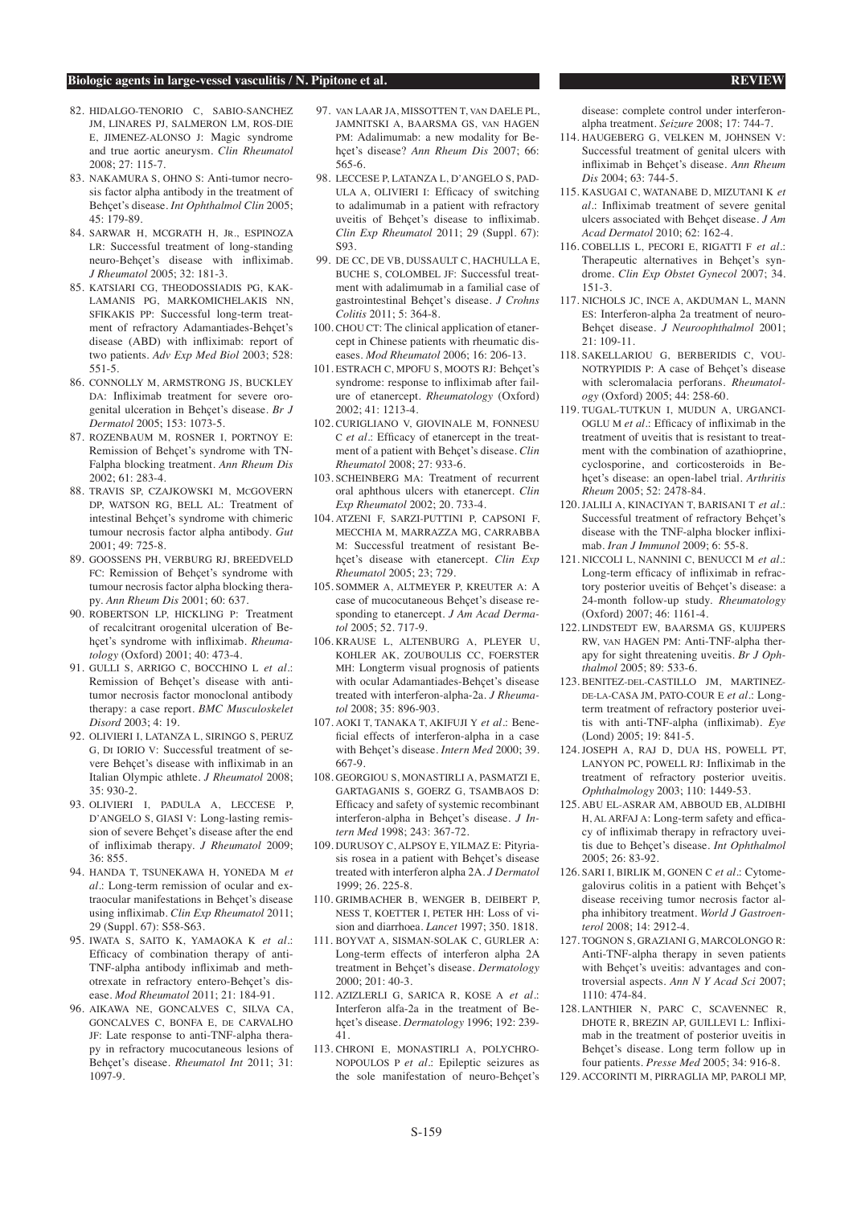82. HIDALGO-TENORIO C, SABIO-SANCHEZ JM, LINARES PJ, SALMERON LM, ROS-DIE E, JIMENEZ-ALONSO J: Magic syndrome and true aortic aneurysm. *Clin Rheumatol* 2008; 27: 115-7.
83. NAKAMURA S, OHNO S: Anti-tumor necrosis factor alpha antibody in the treatment of Behçet's disease. *Int Ophthalmol Clin* 2005; 45: 179-89.
84. SARWAR H, MCGRATH H, JR., ESPINOZA LR: Successful treatment of long-standing neuro-Behçet's disease with infliximab. *J Rheumatol* 2005; 32: 181-3.
85. KATSIARI CG, THEODOSSIADIS PG, KAKLAMANIS PG, MARKOMICHELAKIS NN, SFIKAKIS PP: Successful long-term treatment of refractory Adamantiades-Behçet's disease (ABD) with infliximab: report of two patients. *Adv Exp Med Biol* 2003; 528: 551-5.
86. CONNOLLY M, ARMSTRONG JS, BUCKLEY DA: Infliximab treatment for severe orogenital ulceration in Behçet's disease. *Br J Dermatol* 2005; 153: 1073-5.
87. ROZENBAUM M, ROSNER I, PORTNOY E: Remission of Behçet's syndrome with TNFalpha blocking treatment. *Ann Rheum Dis* 2002; 61: 283-4.
88. TRAVIS SP, CZAJKOWSKI M, MCGOVERN DP, WATSON RG, BELL AL: Treatment of intestinal Behçet's syndrome with chimeric tumour necrosis factor alpha antibody. *Gut* 2001; 49: 725-8.
89. GOOSSENS PH, VERBURG RJ, BREEDVELD FC: Remission of Behçet's syndrome with tumour necrosis factor alpha blocking therapy. *Ann Rheum Dis* 2001; 60: 637.
90. ROBERTSON LP, HICKLING P: Treatment of recalcitrant orogenital ulceration of Behçet's syndrome with infliximab. *Rheumatology* (Oxford) 2001; 40: 473-4.
91. GULLI S, ARRIGO C, BOCCHINO L *et al.*: Remission of Behçet's disease with antitumor necrosis factor monoclonal antibody therapy: a case report. *BMC Musculoskelet Disord* 2003; 4: 19.
92. OLIVIERI I, LATANZA L, SIRINGO S, PERUZ G, DI IORIO V: Successful treatment of severe Behçet's disease with infliximab in an Italian Olympic athlete. *J Rheumatol* 2008; 35: 930-2.
93. OLIVIERI I, PADULA A, LECCESE P, D'ANGELO S, GIASI V: Long-lasting remission of severe Behçet's disease after the end of infliximab therapy. *J Rheumatol* 2009; 36: 855.
94. HANDA T, TSUNEKAWA H, YONEDA M *et al.*: Long-term remission of ocular and extraocular manifestations in Behçet's disease using infliximab. *Clin Exp Rheumatol* 2011; 29 (Suppl. 67): S58-S63.
95. IWATA S, SAITO K, YAMAOKA K *et al.*: Efficacy of combination therapy of anti-TNF-alpha antibody infliximab and methotrexate in refractory entero-Behçet's disease. *Mod Rheumatol* 2011; 21: 184-91.
96. AIKAWA NE, GONCALVES C, SILVA CA, GONCALVES C, BONFA E, DE CARVALHO JF: Late response to anti-TNF-alpha therapy in refractory mucocutaneous lesions of Behçet's disease. *Rheumatol Int* 2011; 31: 1097-9.
97. VAN LAAR JA, MISSOTTEN T, VAN DAELE PL, JAMNITSKI A, BAARSMA GS, VAN HAGEN PM: Adalimumab: a new modality for Behçet's disease? *Ann Rheum Dis* 2007; 66: 565-6.
98. LECCESE P, LATANZA L, D'ANGELO S, PADULA A, OLIVIERI I: Efficacy of switching to adalimumab in a patient with refractory uveitis of Behçet's disease to infliximab. *Clin Exp Rheumatol* 2011; 29 (Suppl. 67): S93.
99. DE CC, DE VB, DUSSAULT C, HACHULLA E, BUCHE S, COLOMBEL JF: Successful treatment with adalimumab in a familial case of gastrointestinal Behçet's disease. *J Crohns Colitis* 2011; 5: 364-8.
100. CHOU CT: The clinical application of etanercept in Chinese patients with rheumatic diseases. *Mod Rheumatol* 2006; 16: 206-13.
101. ESTRACH C, MPOFU S, MOOTS RJ: Behçet's syndrome: response to infliximab after failure of etanercept. *Rheumatology* (Oxford) 2002; 41: 1213-4.
102. CURIGLIANO V, GIOVINALE M, FONNESU C *et al.*: Efficacy of etanercept in the treatment of a patient with Behçet's disease. *Clin Rheumatol* 2008; 27: 933-6.
103. SCHEINBERG MA: Treatment of recurrent oral aphthous ulcers with etanercept. *Clin Exp Rheumatol* 2002; 20. 733-4.
104. ATZENI F, SARZI-PUTTINI P, CAPSONI F, MECCHIA M, MARRAZZA MG, CARRABBA M: Successful treatment of resistant Behçet's disease with etanercept. *Clin Exp Rheumatol* 2005; 23; 729.
105. SOMMER A, ALTMEYER P, KREUTER A: A case of mucocutaneous Behçet's disease responding to etanercept. *J Am Acad Dermatol* 2005; 52. 717-9.
106. KRAUSE L, ALTENBURG A, PLEYER U, KOHLER AK, ZOUBOULIS CC, FOERSTER MH: Longterm visual prognosis of patients with ocular Adamantiades-Behçet's disease treated with interferon-alpha-2a. *J Rheumatol* 2008; 35: 896-903.
107. AOKI T, TANAKA T, AKIFUJI Y *et al.*: Beneficial effects of interferon-alpha in a case with Behçet's disease. *Intern Med* 2000; 39. 667-9.
108. GEORGIOU S, MONASTIRLI A, PASMATZI E, GARTAGANIS S, GOERZ G, TSAMBAOS D: Efficacy and safety of systemic recombinant interferon-alpha in Behçet's disease. *J Intern Med* 1998; 243: 367-72.
109. DURUSOY C, ALPSOY E, YILMAZ E: Pityriasis rosea in a patient with Behçet's disease treated with interferon alpha 2A. *J Dermatol* 1999; 26. 225-8.
110. GRIMBACHER B, WENGER B, DEIBERT P, NESS T, KOETTER I, PETER HH: Loss of vision and diarrhoea. *Lancet* 1997; 350. 1818.
111. BOYVAT A, SISMAN-SOLAK C, GURLER A: Long-term effects of interferon alpha 2A treatment in Behçet's disease. *Dermatology* 2000; 201: 40-3.
112. AZIZLERLI G, SARICA R, KOSE A *et al.*: Interferon alfa-2a in the treatment of Behçet's disease. *Dermatology* 1996; 192: 239-41.
113. CHRONI E, MONASTIRLI A, POLYCHRONOPOULOS P *et al.*: Epileptic seizures as the sole manifestation of neuro-Behçet's disease: complete control under interferon-alpha treatment. *Seizure* 2008; 17: 744-7.
114. HAUGEBERG G, VELKEN M, JOHNSEN V: Successful treatment of genital ulcers with infliximab in Behçet's disease. *Ann Rheum Dis* 2004; 63: 744-5.
115. KASUGAI C, WATANABE D, MIZUTANI K *et al.*: Infliximab treatment of severe genital ulcers associated with Behçet disease. *J Am Acad Dermatol* 2010; 62: 162-4.
116. COBELLIS L, PECORI E, RIGATTI F *et al.*: Therapeutic alternatives in Behçet's syndrome. *Clin Exp Obstet Gynecol* 2007; 34. 151-3.
117. NICHOLS JC, INCE A, AKDUMAN L, MANN ES: Interferon-alpha 2a treatment of neuro-Behçet disease. *J Neuroophthalmol* 2001; 21: 109-11.
118. SAKELLARIOU G, BERBERIDIS C, VOUNOTRYPIDIS P: A case of Behçet's disease with scleromalacia perforans. *Rheumatology* (Oxford) 2005; 44: 258-60.
119. TUGAL-TUTKUN I, MUDUN A, URGANCIOGLU M *et al.*: Efficacy of infliximab in the treatment of uveitis that is resistant to treatment with the combination of azathioprine, cyclosporine, and corticosteroids in Behçet's disease: an open-label trial. *Arthritis Rheum* 2005; 52: 2478-84.
120. JALILI A, KINACIYAN T, BARISANI T *et al.*: Successful treatment of refractory Behçet's disease with the TNF-alpha blocker infliximab. *Iran J Immunol* 2009; 6: 55-8.
121. NICCOLI L, NANNINI C, BENUCCI M *et al.*: Long-term efficacy of infliximab in refractory posterior uveitis of Behçet's disease: a 24-month follow-up study. *Rheumatology* (Oxford) 2007; 46: 1161-4.
122. LINDSTEDT EW, BAARSMA GS, KUIJPERS RW, VAN HAGEN PM: Anti-TNF-alpha therapy for sight threatening uveitis. *Br J Ophthalmol* 2005; 89: 533-6.
123. BENITEZ-DEL-CASTILLO JM, MARTINEZ-DE-LA-CASA JM, PATO-COUR E *et al.*: Long-term treatment of refractory posterior uveitis with anti-TNF-alpha (infliximab). *Eye* (Lond) 2005; 19: 841-5.
124. JOSEPH A, RAJ D, DUA HS, POWELL PT, LANYON PC, POWELL RJ: Infliximab in the treatment of refractory posterior uveitis. *Ophthalmology* 2003; 110: 1449-53.
125. ABU EL-ASRAR AM, ABBOUD EB, ALDIBHI H, AL ARFAJ A: Long-term safety and efficacy of infliximab therapy in refractory uveitis due to Behçet's disease. *Int Ophthalmol* 2005; 26: 83-92.
126. SARI I, BIRLIK M, GONEN C *et al.*: Cytomegalovirus colitis in a patient with Behçet's disease receiving tumor necrosis factor alpha inhibitory treatment. *World J Gastroenterol* 2008; 14: 2912-4.
127. TOGNON S, GRAZIANI G, MARCOLONGO R: Anti-TNF-alpha therapy in seven patients with Behçet's uveitis: advantages and controversial aspects. *Ann N Y Acad Sci* 2007; 1110: 474-84.
128. LANTHIER N, PARC C, SCAVENNEC R, DHOTE R, BREZIN AP, GUILLEVI L: Infliximab in the treatment of posterior uveitis in Behçet's disease. Long term follow up in four patients. *Presse Med* 2005; 34: 916-8.
129. ACCORINTI M, PIRRAGLIA MP, PAROLI MP,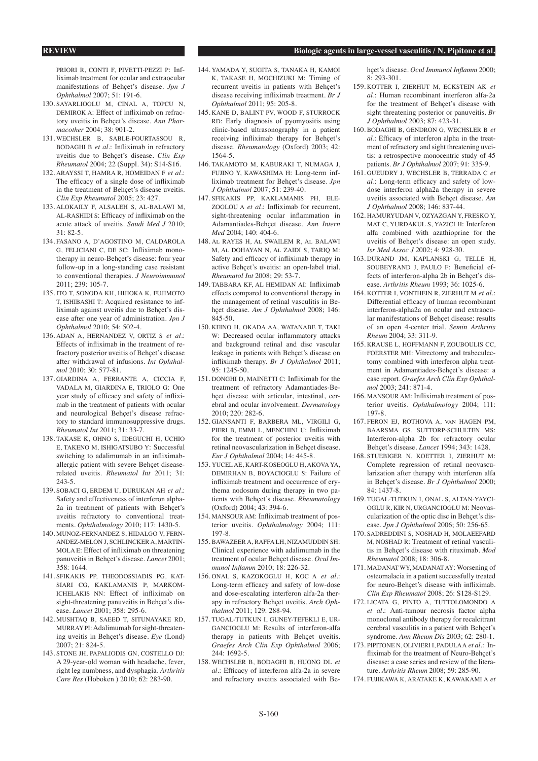PRIORI R, CONTI F, PIVETTI-PEZZI P: Infliximab treatment for ocular and extraocular manifestations of Behçet's disease. *Jpn J Ophthalmol* 2007; 51: 191-6.

130. SAYARLIOGLU M, CINAL A, TOPCU N, DEMIROK A: Effect of infliximab on refractory uveitis in Behçet's disease. *Ann Pharmacother* 2004; 38: 901-2.
131. WECHSLER B, SABLE-FOURTASSOU R, BODAGHI B *et al.*: Infliximab in refractory uveitis due to Behçet's disease. *Clin Exp Rheumatol* 2004; 22 (Suppl. 34): S14-S16.
132. ARAYSSI T, HAMRA R, HOMEIDAN F *et al.*: The efficacy of a single dose of infliximab in the treatment of Behçet's disease uveitis. *Clin Exp Rheumatol* 2005; 23: 427.
133. ALOKAILY F, ALSALEH S, AL-BALAWI M, AL-RASHIDI S: Efficacy of infliximab on the acute attack of uveitis. *Saudi Med J* 2010; 31: 82-5.
134. FASANO A, D'AGOSTINO M, CALDAROLA G, FELICIANI C, DE SC: Infliximab monotherapy in neuro-Behçet's disease: four year follow-up in a long-standing case resistant to conventional therapies. *J Neuroimmunol* 2011; 239: 105-7.
135. ITO T, SONODA KH, HIJIOKA K, FUJIMOTO T, ISHIBASHI T: Acquired resistance to infliximab against uveitis due to Behçet's disease after one year of administration. *Jpn J Ophthalmol* 2010; 54: 502-4.
136. ADAN A, HERNANDEZ V, ORTIZ S *et al.*: Effects of infliximab in the treatment of refractory posterior uveitis of Behçet's disease after withdrawal of infusions. *Int Ophthalmol* 2010; 30: 577-81.
137. GIARDINA A, FERRANTE A, CICCIA F, VADALA M, GIARDINA E, TRIOLO G: One year study of efficacy and safety of infliximab in the treatment of patients with ocular and neurological Behçet's disease refractory to standard immunosuppressive drugs. *Rheumatol Int* 2011; 31: 33-7.
138. TAKASE K, OHNO S, IDEGUCHI H, UCHIO E, TAKENO M, ISHIGATSUBO Y: Successful switching to adalimumab in an infliximab-allergic patient with severe Behçet disease-related uveitis. *Rheumatol Int* 2011; 31: 243-5.
139. SOBACI G, ERDEM U, DURUKAN AH *et al.*: Safety and effectiveness of interferon alpha-2a in treatment of patients with Behçet's uveitis refractory to conventional treatments. *Ophthalmology* 2010; 117: 1430-5.
140. MUNOZ-FERNANDEZ S, HIDALGO V, FERNANDEZ-MELON J, SCHLINCKER A, MARTIN-MOLA E: Effect of infliximab on threatening panuveitis in Behçet's disease. *Lancet* 2001; 358: 1644.
141. SFIKAKIS PP, THEODOSSIADIS PG, KATSIARI CG, KAKLAMANIS P, MARKOMICHELAKIS NN: Effect of infliximab on sight-threatening panuveitis in Behçet's disease. *Lancet* 2001; 358: 295-6.
142. MUSHTAQ B, SAEED T, SITUNAYAKE RD, MURRAY PI: Adalimumab for sight-threatening uveitis in Behçet's disease. *Eye* (Lond) 2007; 21: 824-5.
143. STONE JH, PAPALIODIS GN, COSTELLO DJ: A 29-year-old woman with headache, fever, right leg numbness, and dysphagia. *Arthritis Care Res* (Hoboken ) 2010; 62: 283-90.
144. YAMADA Y, SUGITA S, TANAKA H, KAMOI K, TAKASE H, MOCHIZUKI M: Timing of recurrent uveitis in patients with Behçet's disease receiving infliximab treatment. *Br J Ophthalmol* 2011; 95: 205-8.
145. KANE D, BALINT PV, WOOD F, STURROCK RD: Early diagnosis of pyomyositis using clinic-based ultrasonography in a patient receiving infliximab therapy for Behçet's disease. *Rheumatology* (Oxford) 2003; 42: 1564-5.
146. TAKAMOTO M, KABURAKI T, NUMAGA J, FUJINO Y, KAWASHIMA H: Long-term infliximab treatment for Behçet's disease. *Jpn J Ophthalmol* 2007; 51: 239-40.
147. SFIKAKIS PP, KAKLAMANIS PH, ELEZOGLOU A *et al.*: Infliximab for recurrent, sight-threatening ocular inflammation in Adamantiades-Behçet disease. *Ann Intern Med* 2004; 140: 404-6.
148. AL RAYES H, AL SWAILEM R, AL BALAWI M, AL DOHAYAN N, AL ZAIDI S, TARIQ M: Safety and efficacy of infliximab therapy in active Behçet's uveitis: an open-label trial. *Rheumatol Int* 2008; 29: 53-7.
149. TABBARA KF, AL HEMIDAN AI: Infliximab effects compared to conventional therapy in the management of retinal vasculitis in Behçet disease. *Am J Ophthalmol* 2008; 146: 845-50.
150. KEINO H, OKADA AA, WATANABE T, TAKI W: Decreased ocular inflammatory attacks and background retinal and disc vascular leakage in patients with Behçet's disease on infliximab therapy. *Br J Ophthalmol* 2011; 95: 1245-50.
151. DONGHI D, MAINETTI C: Infliximab for the treatment of refractory Adamantiades-Behçet disease with articular, intestinal, cerebral and ocular involvement. *Dermatology* 2010; 220: 282-6.
152. GIANSANTI F, BARBERA ML, VIRGILI G, PIERI B, EMMI L, MENCHINI U: Infliximab for the treatment of posterior uveitis with retinal neovascularization in Behçet disease. *Eur J Ophthalmol* 2004; 14: 445-8.
153. YUCEL AE, KART-KOSEOGLU H, AKOVA YA, DEMIRHAN B, BOYACIOGLU S: Failure of infliximab treatment and occurrence of erythema nodosum during therapy in two patients with Behçet's disease. *Rheumatology* (Oxford) 2004; 43: 394-6.
154. MANSOUR AM: Infliximab treatment of posterior uveitis. *Ophthalmology* 2004; 111: 197-8.
155. BAWAZEER A, RAFFA LH, NIZAMUDDIN SH: Clinical experience with adalimumab in the treatment of ocular Behçet disease. *Ocul Immunol Inflamm* 2010; 18: 226-32.
156. ONAL S, KAZOKOGLU H, KOC A *et al.*: Long-term efficacy and safety of low-dose and dose-escalating interferon alfa-2a therapy in refractory Behçet uveitis. *Arch Ophthalmol* 2011; 129: 288-94.
157. TUGAL-TUTKUN I, GUNEY-TEFEKLI E, URGANCIOGLU M: Results of interferon-alfa therapy in patients with Behçet uveitis. *Graefes Arch Clin Exp Ophthalmol* 2006; 244: 1692-5.
158. WECHSLER B, BODAGHI B, HUONG DL *et al.*: Efficacy of interferon alfa-2a in severe and refractory uveitis associated with Behçet's disease. *Ocul Immunol Inflamm* 2000; 8: 293-301.
159. KOTTER I, ZIERHUT M, ECKSTEIN AK *et al.*: Human recombinant interferon alfa-2a for the treatment of Behçet's disease with sight threatening posterior or panuveitis. *Br J Ophthalmol* 2003; 87: 423-31.
160. BODAGHI B, GENDRON G, WECHSLER B *et al.*: Efficacy of interferon alpha in the treatment of refractory and sight threatening uveitis: a retrospective monocentric study of 45 patients. *Br J Ophthalmol* 2007; 91: 335-9.
161. GUEUDRY J, WECHSLER B, TERRADA C *et al.*: Long-term efficacy and safety of low-dose interferon alpha2a therapy in severe uveitis associated with Behçet disease. *Am J Ophthalmol* 2008; 146: 837-44.
162. HAMURYUDAN V, OZYAZGAN Y, FRESKO Y, MAT C, YURDAKUL S, YAZICI H: Interferon alfa combined with azathioprine for the uveitis of Behçet's disease: an open study. *Isr Med Assoc J* 2002; 4: 928-30.
163. DURAND JM, KAPLANSKI G, TELLE H, SOUBEYRAND J, PAULO F: Beneficial effects of interferon-alpha 2b in Behçet's disease. *Arthritis Rheum* 1993; 36: 1025-6.
164. KOTTER I, VONTHEIN R, ZIERHUT M *et al.*: Differential efficacy of human recombinant interferon-alpha2a on ocular and extraocular manifestations of Behçet disease: results of an open 4-center trial. *Semin Arthritis Rheum* 2004; 33: 311-9.
165. KRAUSE L, HOFFMANN F, ZOUBOULIS CC, FOERSTER MH: Vitrectomy and trabeculectomy combined with interferon alpha treatment in Adamantiades-Behçet's disease: a case report. *Graefes Arch Clin Exp Ophthalmol* 2003; 241: 871-4.
166. MANSOUR AM: Infliximab treatment of posterior uveitis. *Ophthalmology* 2004; 111: 197-8.
167. FERON EJ, ROTHOVA A, VAN HAGEN PM, BAARSMA GS, SUTTORP-SCHULTEN MS: Interferon-alpha 2b for refractory ocular Behçet's disease. *Lancet* 1994; 343: 1428.
168. STUEBIGER N, KOETTER I, ZIERHUT M: Complete regression of retinal neovascularization after therapy with interferon alfa in Behçet's disease. *Br J Ophthalmol* 2000; 84: 1437-8.
169. TUGAL-TUTKUN I, ONAL S, ALTAN-YAYCIOGLU R, KIR N, URGANCIOGLU M: Neovascularization of the optic disc in Behçet's disease. *Jpn J Ophthalmol* 2006; 50: 256-65.
170. SADREDDINI S, NOSHAD H, MOLAEEFARD M, NOSHAD R: Treatment of retinal vasculitis in Behçet's disease with rituximab. *Mod Rheumatol* 2008; 18: 306-8.
171. MADANAT WY, MADANAT AY: Worsening of osteomalacia in a patient successfully treated for neuro-Behçet's disease with infliximab. *Clin Exp Rheumatol* 2008; 26: S128-S129.
172. LICATA G, PINTO A, TUTTOLOMONDO A *et al.*: Anti-tumour necrosis factor alpha monoclonal antibody therapy for recalcitrant cerebral vasculitis in a patient with Behçet's syndrome. *Ann Rheum Dis* 2003; 62: 280-1.
173. PIPITONE N, OLIVIERI I, PADULA A *et al.*: Infliximab for the treatment of Neuro-Behçet's disease: a case series and review of the literature. *Arthritis Rheum* 2008; 59: 285-90.
174. FUJIKAWA K, ARATAKE K, KAWAKAMI A *et*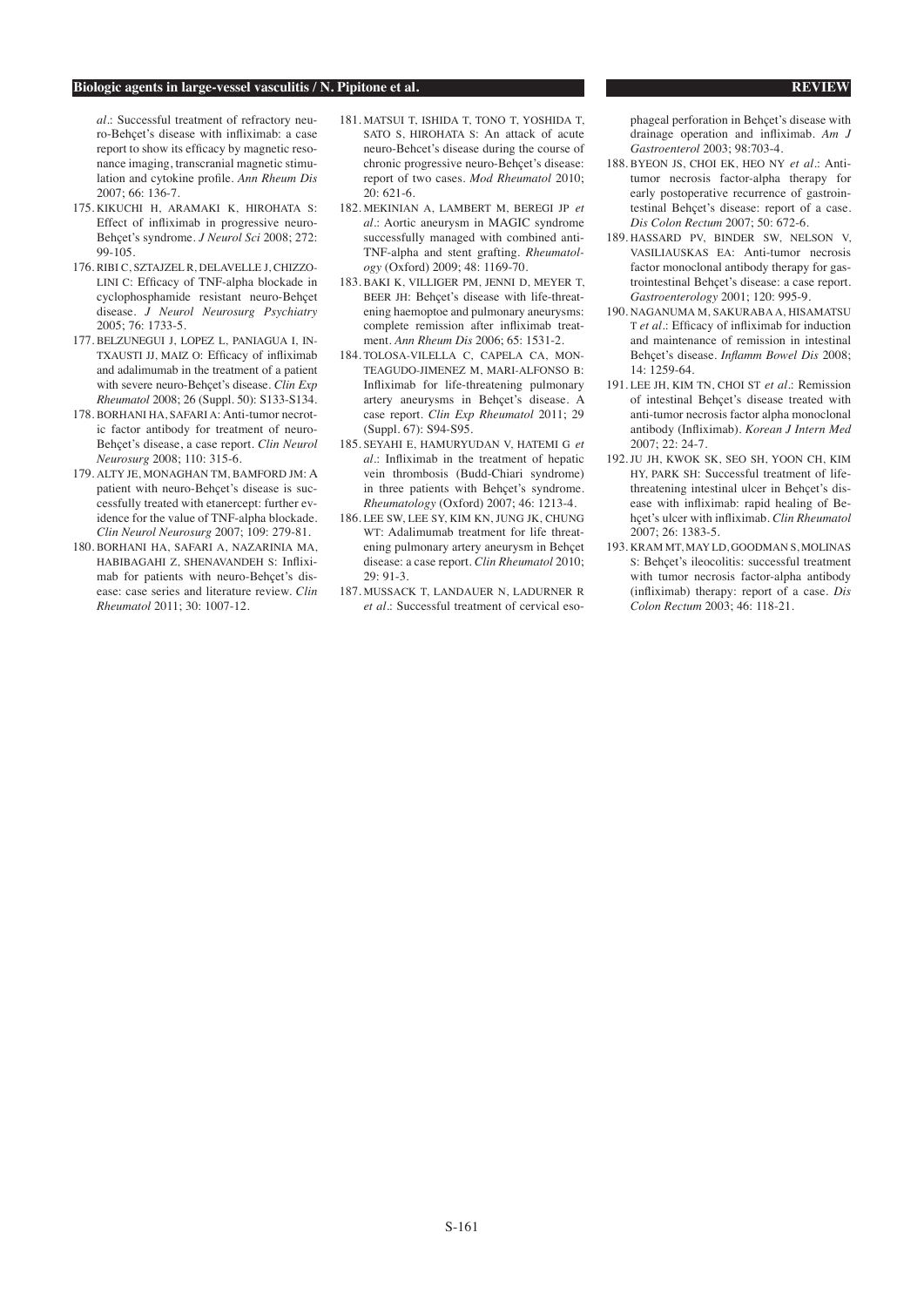*al*.: Successful treatment of refractory neuro-Behçet's disease with infliximab: a case report to show its efficacy by magnetic resonance imaging, transcranial magnetic stimulation and cytokine profile. *Ann Rheum Dis* 2007; 66: 136-7.

175. KIKUCHI H, ARAMAKI K, HIROHATA S: Effect of infliximab in progressive neuro-Behçet's syndrome. *J Neurol Sci* 2008; 272: 99-105.
176. RIBI C, SZTAJZEL R, DELAVELLE J, CHIZZOLINI C: Efficacy of TNF-alpha blockade in cyclophosphamide resistant neuro-Behçet disease. *J Neurol Neurosurg Psychiatry* 2005; 76: 1733-5.
177. BELZUNEGUI J, LOPEZ L, PANIAGUA I, INTXAUSTI JJ, MAIZ O: Efficacy of infliximab and adalimumab in the treatment of a patient with severe neuro-Behçet's disease. *Clin Exp Rheumatol* 2008; 26 (Suppl. 50): S133-S134.
178. BORHANI HA, SAFARI A: Anti-tumor necrotic factor antibody for treatment of neuro-Behçet's disease, a case report. *Clin Neurol Neurosurg* 2008; 110: 315-6.
179. ALTY JE, MONAGHAN TM, BAMFORD JM: A patient with neuro-Behçet's disease is successfully treated with etanercept: further evidence for the value of TNF-alpha blockade. *Clin Neurol Neurosurg* 2007; 109: 279-81.
180. BORHANI HA, SAFARI A, NAZARINIA MA, HABIBAGAHI Z, SHENAVANDEH S: Infliximab for patients with neuro-Behçet's disease: case series and literature review. *Clin Rheumatol* 2011; 30: 1007-12.
181. MATSUI T, ISHIDA T, TONO T, YOSHIDA T, SATO S, HIROHATA S: An attack of acute neuro-Behcet's disease during the course of chronic progressive neuro-Behçet's disease: report of two cases. *Mod Rheumatol* 2010; 20: 621-6.
182. MEKINIAN A, LAMBERT M, BEREGI JP *et al*.: Aortic aneurysm in MAGIC syndrome successfully managed with combined anti-TNF-alpha and stent grafting. *Rheumatology* (Oxford) 2009; 48: 1169-70.
183. BAKI K, VILLIGER PM, JENNI D, MEYER T, BEER JH: Behçet's disease with life-threatening haemoptoe and pulmonary aneurysms: complete remission after infliximab treatment. *Ann Rheum Dis* 2006; 65: 1531-2.
184. TOLOSA-VILELLA C, CAPELA CA, MONTEAGUDO-JIMENEZ M, MARI-ALFONSO B: Infliximab for life-threatening pulmonary artery aneurysms in Behçet's disease. A case report. *Clin Exp Rheumatol* 2011; 29 (Suppl. 67): S94-S95.
185. SEYAHI E, HAMURYUDAN V, HATEMI G *et al*.: Infliximab in the treatment of hepatic vein thrombosis (Budd-Chiari syndrome) in three patients with Behçet's syndrome. *Rheumatology* (Oxford) 2007; 46: 1213-4.
186. LEE SW, LEE SY, KIM KN, JUNG JK, CHUNG WT: Adalimumab treatment for life threatening pulmonary artery aneurysm in Behçet disease: a case report. *Clin Rheumatol* 2010; 29: 91-3.
187. MUSSACK T, LANDAUER N, LADURNER R *et al*.: Successful treatment of cervical esophageal perforation in Behçet's disease with drainage operation and infliximab. *Am J Gastroenterol* 2003; 98:703-4.
188. BYEON JS, CHOI EK, HEO NY *et al*.: Antitumor necrosis factor-alpha therapy for early postoperative recurrence of gastrointestinal Behçet's disease: report of a case. *Dis Colon Rectum* 2007; 50: 672-6.
189. HASSARD PV, BINDER SW, NELSON V, VASILIAUSKAS EA: Anti-tumor necrosis factor monoclonal antibody therapy for gastrointestinal Behçet's disease: a case report. *Gastroenterology* 2001; 120: 995-9.
190. NAGANUMA M, SAKURABA A, HISAMATSU T *et al*.: Efficacy of infliximab for induction and maintenance of remission in intestinal Behçet's disease. *Inflamm Bowel Dis* 2008; 14: 1259-64.
191. LEE JH, KIM TN, CHOI ST *et al*.: Remission of intestinal Behçet's disease treated with anti-tumor necrosis factor alpha monoclonal antibody (Infliximab). *Korean J Intern Med* 2007; 22: 24-7.
192. JU JH, KWOK SK, SEO SH, YOON CH, KIM HY, PARK SH: Successful treatment of life-threatening intestinal ulcer in Behçet's disease with infliximab: rapid healing of Behçet's ulcer with infliximab. *Clin Rheumatol* 2007; 26: 1383-5.
193. KRAM MT, MAY LD, GOODMAN S, MOLINAS S: Behçet's ileocolitis: successful treatment with tumor necrosis factor-alpha antibody (infliximab) therapy: report of a case. *Dis Colon Rectum* 2003; 46: 118-21.